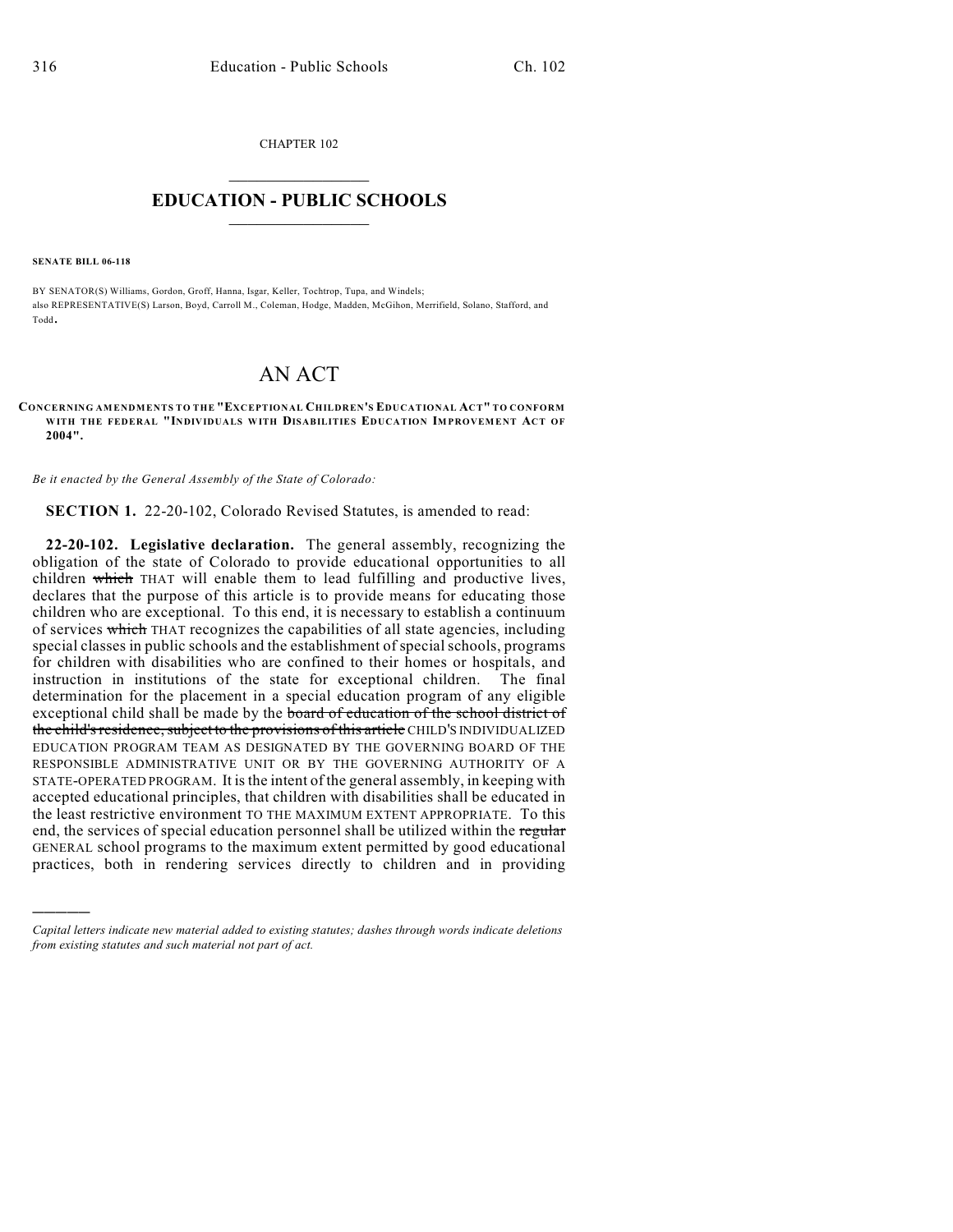CHAPTER 102

# EDUCATION - PUBLIC SCHOOLS

**SENATE BILL 06-118**

BY SENATOR(S) Williams, Gordon, Groff, Hanna, Isgar, Keller, Tochtrop, Tupa, and Windels;
also REPRESENTATIVE(S) Larson, Boyd, Carroll M., Coleman, Hodge, Madden, McGihon, Merrifield, Solano, Stafford, and Todd.

# AN ACT

**CONCERNING AMENDMENTS TO THE "EXCEPTIONAL CHILDREN'S EDUCATIONAL ACT" TO CONFORM WITH THE FEDERAL "INDIVIDUALS WITH DISABILITIES EDUCATION IMPROVEMENT ACT OF 2004".**

*Be it enacted by the General Assembly of the State of Colorado:*

**SECTION 1.** 22-20-102, Colorado Revised Statutes, is amended to read:

**22-20-102. Legislative declaration.** The general assembly, recognizing the obligation of the state of Colorado to provide educational opportunities to all children ~~which~~ THAT will enable them to lead fulfilling and productive lives, declares that the purpose of this article is to provide means for educating those children who are exceptional. To this end, it is necessary to establish a continuum of services ~~which~~ THAT recognizes the capabilities of all state agencies, including special classes in public schools and the establishment of special schools, programs for children with disabilities who are confined to their homes or hospitals, and instruction in institutions of the state for exceptional children. The final determination for the placement in a special education program of any eligible exceptional child shall be made by the ~~board of education of the school district of the child's residence, subject to the provisions of this article~~ CHILD'S INDIVIDUALIZED EDUCATION PROGRAM TEAM AS DESIGNATED BY THE GOVERNING BOARD OF THE RESPONSIBLE ADMINISTRATIVE UNIT OR BY THE GOVERNING AUTHORITY OF A STATE-OPERATED PROGRAM. It is the intent of the general assembly, in keeping with accepted educational principles, that children with disabilities shall be educated in the least restrictive environment TO THE MAXIMUM EXTENT APPROPRIATE. To this end, the services of special education personnel shall be utilized within the ~~regular~~ GENERAL school programs to the maximum extent permitted by good educational practices, both in rendering services directly to children and in providing

---

*Capital letters indicate new material added to existing statutes; dashes through words indicate deletions from existing statutes and such material not part of act.*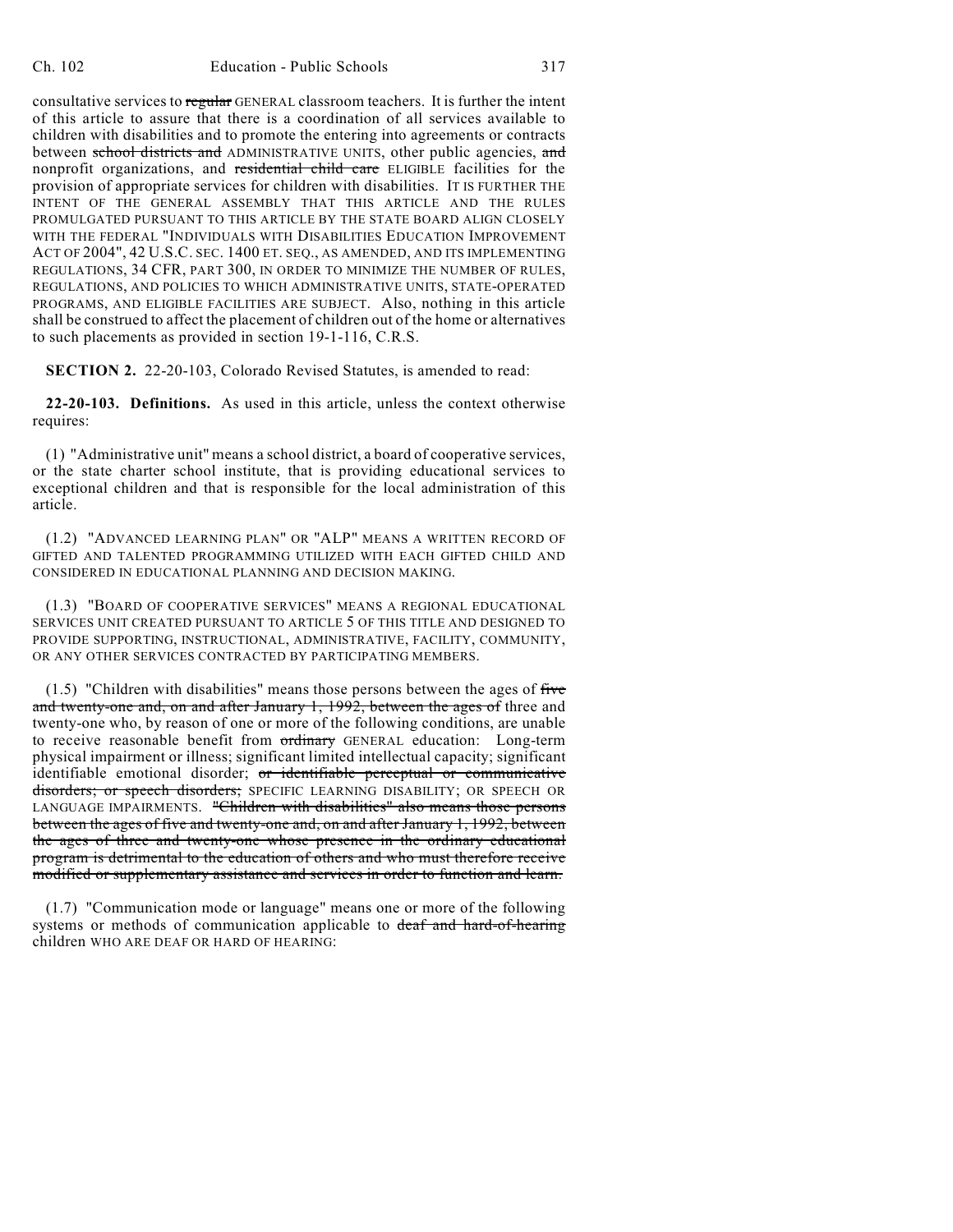consultative services to ~~regular~~ GENERAL classroom teachers. It is further the intent of this article to assure that there is a coordination of all services available to children with disabilities and to promote the entering into agreements or contracts between ~~school districts and~~ ADMINISTRATIVE UNITS, other public agencies, ~~and~~ nonprofit organizations, and ~~residential child care~~ ELIGIBLE facilities for the provision of appropriate services for children with disabilities. IT IS FURTHER THE INTENT OF THE GENERAL ASSEMBLY THAT THIS ARTICLE AND THE RULES PROMULGATED PURSUANT TO THIS ARTICLE BY THE STATE BOARD ALIGN CLOSELY WITH THE FEDERAL "INDIVIDUALS WITH DISABILITIES EDUCATION IMPROVEMENT ACT OF 2004", 42 U.S.C. SEC. 1400 ET. SEQ., AS AMENDED, AND ITS IMPLEMENTING REGULATIONS, 34 CFR, PART 300, IN ORDER TO MINIMIZE THE NUMBER OF RULES, REGULATIONS, AND POLICIES TO WHICH ADMINISTRATIVE UNITS, STATE-OPERATED PROGRAMS, AND ELIGIBLE FACILITIES ARE SUBJECT. Also, nothing in this article shall be construed to affect the placement of children out of the home or alternatives to such placements as provided in section 19-1-116, C.R.S.

**SECTION 2.** 22-20-103, Colorado Revised Statutes, is amended to read:

**22-20-103. Definitions.** As used in this article, unless the context otherwise requires:

(1) "Administrative unit" means a school district, a board of cooperative services, or the state charter school institute, that is providing educational services to exceptional children and that is responsible for the local administration of this article.

(1.2) "ADVANCED LEARNING PLAN" OR "ALP" MEANS A WRITTEN RECORD OF GIFTED AND TALENTED PROGRAMMING UTILIZED WITH EACH GIFTED CHILD AND CONSIDERED IN EDUCATIONAL PLANNING AND DECISION MAKING.

(1.3) "BOARD OF COOPERATIVE SERVICES" MEANS A REGIONAL EDUCATIONAL SERVICES UNIT CREATED PURSUANT TO ARTICLE 5 OF THIS TITLE AND DESIGNED TO PROVIDE SUPPORTING, INSTRUCTIONAL, ADMINISTRATIVE, FACILITY, COMMUNITY, OR ANY OTHER SERVICES CONTRACTED BY PARTICIPATING MEMBERS.

(1.5) "Children with disabilities" means those persons between the ages of ~~five and twenty-one and, on and after January 1, 1992, between the ages of~~ three and twenty-one who, by reason of one or more of the following conditions, are unable to receive reasonable benefit from ~~ordinary~~ GENERAL education: Long-term physical impairment or illness; significant limited intellectual capacity; significant identifiable emotional disorder; ~~or identifiable perceptual or communicative disorders; or speech disorders;~~ SPECIFIC LEARNING DISABILITY; OR SPEECH OR LANGUAGE IMPAIRMENTS. ~~"Children with disabilities" also means those persons between the ages of five and twenty-one and, on and after January 1, 1992, between the ages of three and twenty-one whose presence in the ordinary educational program is detrimental to the education of others and who must therefore receive modified or supplementary assistance and services in order to function and learn.~~

(1.7) "Communication mode or language" means one or more of the following systems or methods of communication applicable to ~~deaf and hard-of-hearing~~ children WHO ARE DEAF OR HARD OF HEARING: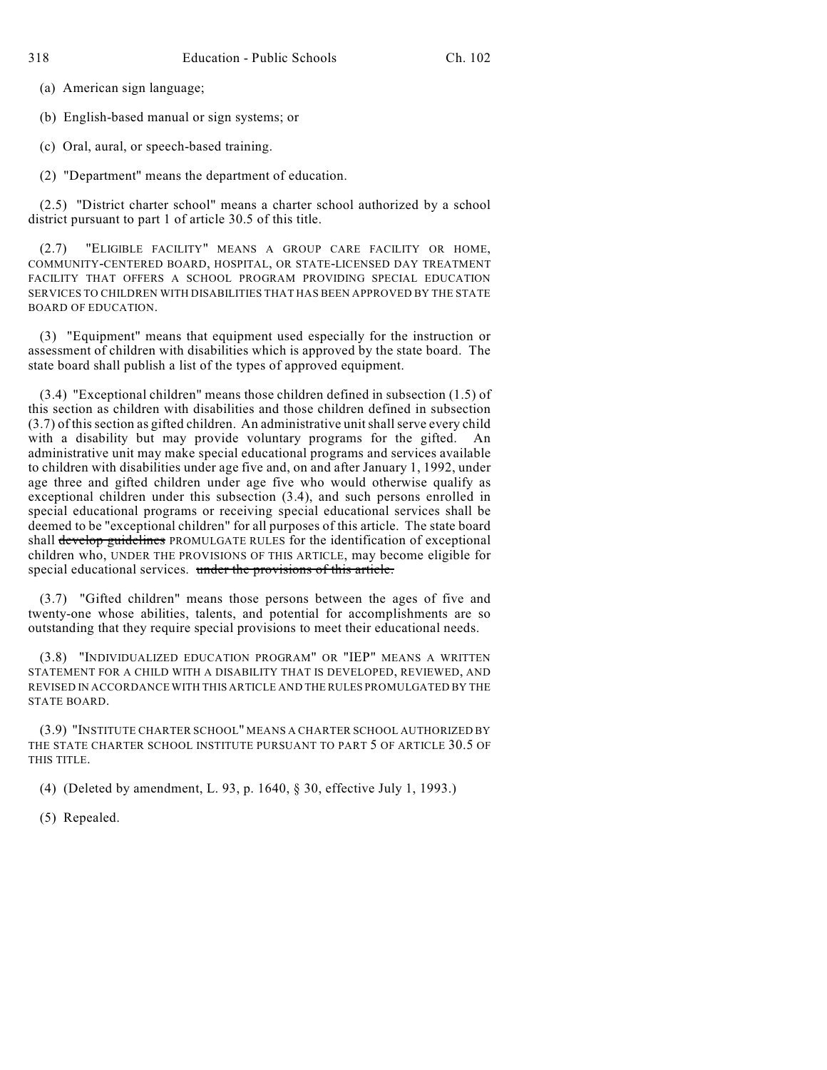(a) American sign language;

(b) English-based manual or sign systems; or

(c) Oral, aural, or speech-based training.

(2) "Department" means the department of education.

(2.5) "District charter school" means a charter school authorized by a school district pursuant to part 1 of article 30.5 of this title.

(2.7) "ELIGIBLE FACILITY" MEANS A GROUP CARE FACILITY OR HOME, COMMUNITY-CENTERED BOARD, HOSPITAL, OR STATE-LICENSED DAY TREATMENT FACILITY THAT OFFERS A SCHOOL PROGRAM PROVIDING SPECIAL EDUCATION SERVICES TO CHILDREN WITH DISABILITIES THAT HAS BEEN APPROVED BY THE STATE BOARD OF EDUCATION.

(3) "Equipment" means that equipment used especially for the instruction or assessment of children with disabilities which is approved by the state board. The state board shall publish a list of the types of approved equipment.

(3.4) "Exceptional children" means those children defined in subsection (1.5) of this section as children with disabilities and those children defined in subsection (3.7) of this section as gifted children. An administrative unit shall serve every child with a disability but may provide voluntary programs for the gifted. An administrative unit may make special educational programs and services available to children with disabilities under age five and, on and after January 1, 1992, under age three and gifted children under age five who would otherwise qualify as exceptional children under this subsection (3.4), and such persons enrolled in special educational programs or receiving special educational services shall be deemed to be "exceptional children" for all purposes of this article. The state board shall ~~develop guidelines~~ PROMULGATE RULES for the identification of exceptional children who, UNDER THE PROVISIONS OF THIS ARTICLE, may become eligible for special educational services. ~~under the provisions of this article.~~

(3.7) "Gifted children" means those persons between the ages of five and twenty-one whose abilities, talents, and potential for accomplishments are so outstanding that they require special provisions to meet their educational needs.

(3.8) "INDIVIDUALIZED EDUCATION PROGRAM" OR "IEP" MEANS A WRITTEN STATEMENT FOR A CHILD WITH A DISABILITY THAT IS DEVELOPED, REVIEWED, AND REVISED IN ACCORDANCE WITH THIS ARTICLE AND THE RULES PROMULGATED BY THE STATE BOARD.

(3.9) "INSTITUTE CHARTER SCHOOL" MEANS A CHARTER SCHOOL AUTHORIZED BY THE STATE CHARTER SCHOOL INSTITUTE PURSUANT TO PART 5 OF ARTICLE 30.5 OF THIS TITLE.

(4) (Deleted by amendment, L. 93, p. 1640, § 30, effective July 1, 1993.)

(5) Repealed.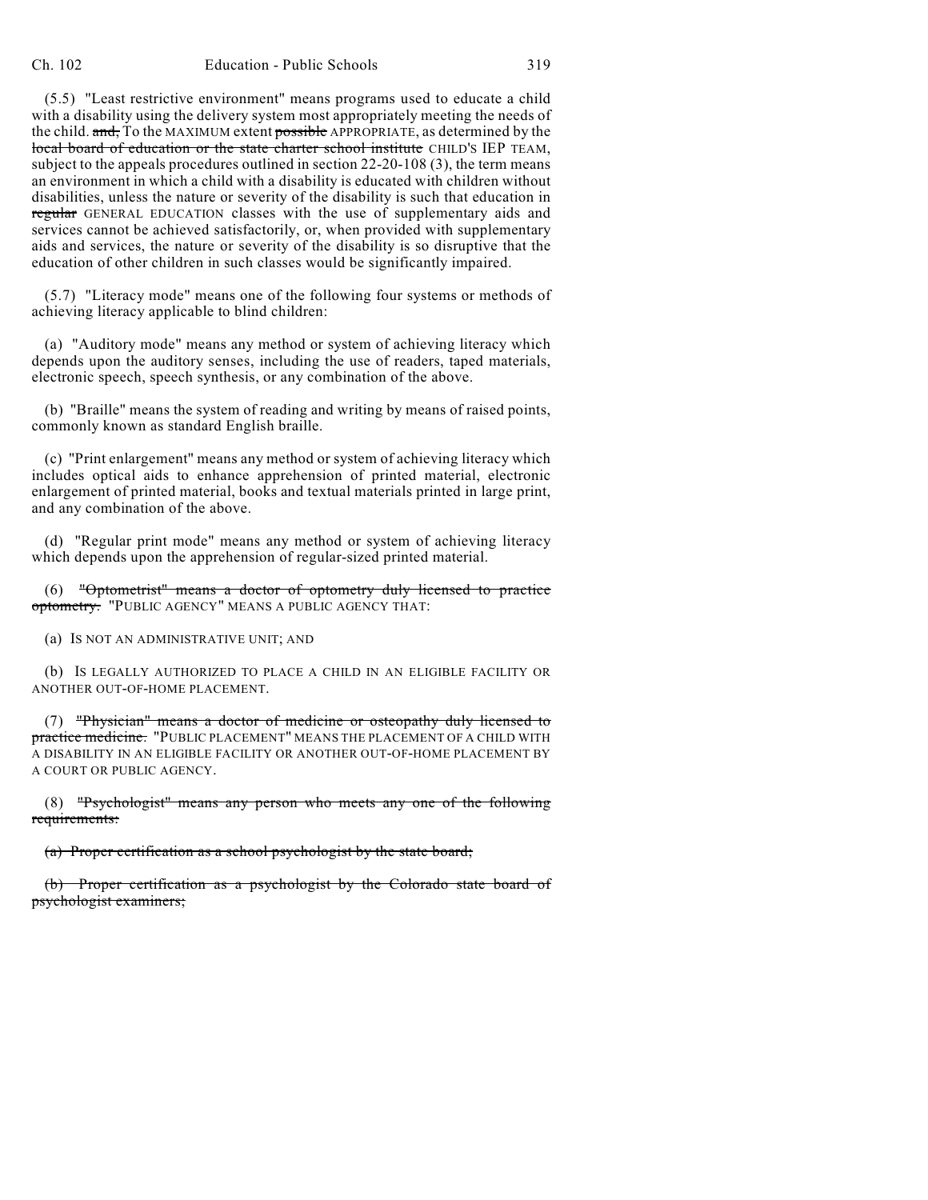(5.5) "Least restrictive environment" means programs used to educate a child with a disability using the delivery system most appropriately meeting the needs of the child. ~~and,~~ To the MAXIMUM extent ~~possible~~ APPROPRIATE, as determined by the ~~local board of education or the state charter school institute~~ CHILD'S IEP TEAM, subject to the appeals procedures outlined in section 22-20-108 (3), the term means an environment in which a child with a disability is educated with children without disabilities, unless the nature or severity of the disability is such that education in ~~regular~~ GENERAL EDUCATION classes with the use of supplementary aids and services cannot be achieved satisfactorily, or, when provided with supplementary aids and services, the nature or severity of the disability is so disruptive that the education of other children in such classes would be significantly impaired.

(5.7) "Literacy mode" means one of the following four systems or methods of achieving literacy applicable to blind children:

(a) "Auditory mode" means any method or system of achieving literacy which depends upon the auditory senses, including the use of readers, taped materials, electronic speech, speech synthesis, or any combination of the above.

(b) "Braille" means the system of reading and writing by means of raised points, commonly known as standard English braille.

(c) "Print enlargement" means any method or system of achieving literacy which includes optical aids to enhance apprehension of printed material, electronic enlargement of printed material, books and textual materials printed in large print, and any combination of the above.

(d) "Regular print mode" means any method or system of achieving literacy which depends upon the apprehension of regular-sized printed material.

(6) ~~"Optometrist" means a doctor of optometry duly licensed to practice optometry.~~ "PUBLIC AGENCY" MEANS A PUBLIC AGENCY THAT:

(a) IS NOT AN ADMINISTRATIVE UNIT; AND

(b) IS LEGALLY AUTHORIZED TO PLACE A CHILD IN AN ELIGIBLE FACILITY OR ANOTHER OUT-OF-HOME PLACEMENT.

(7) ~~"Physician" means a doctor of medicine or osteopathy duly licensed to practice medicine.~~ "PUBLIC PLACEMENT" MEANS THE PLACEMENT OF A CHILD WITH A DISABILITY IN AN ELIGIBLE FACILITY OR ANOTHER OUT-OF-HOME PLACEMENT BY A COURT OR PUBLIC AGENCY.

(8) ~~"Psychologist" means any person who meets any one of the following requirements:~~

~~(a) Proper certification as a school psychologist by the state board;~~

~~(b) Proper certification as a psychologist by the Colorado state board of psychologist examiners;~~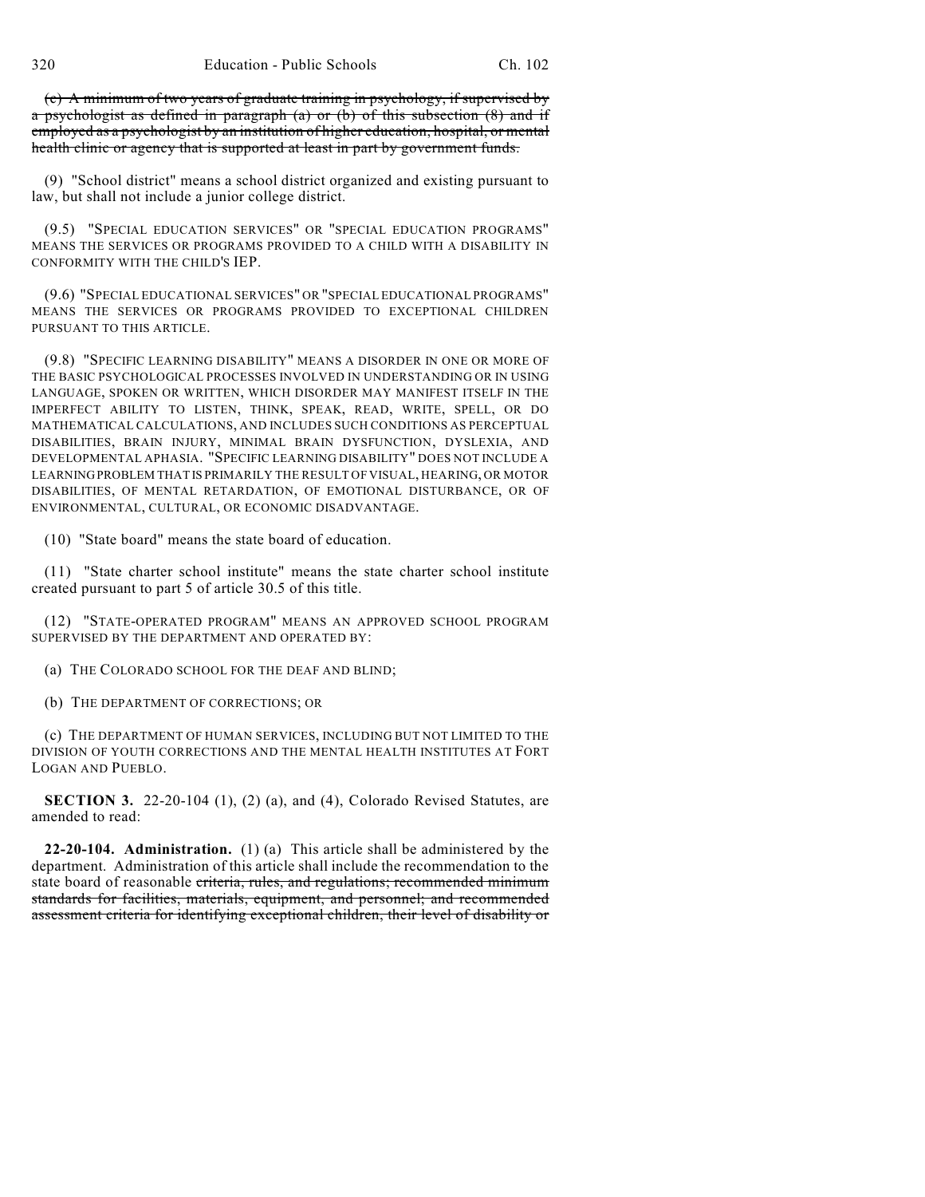~~(c) A minimum of two years of graduate training in psychology, if supervised by a psychologist as defined in paragraph (a) or (b) of this subsection (8) and if employed as a psychologist by an institution of higher education, hospital, or mental health clinic or agency that is supported at least in part by government funds.~~

(9) "School district" means a school district organized and existing pursuant to law, but shall not include a junior college district.

(9.5) "SPECIAL EDUCATION SERVICES" OR "SPECIAL EDUCATION PROGRAMS" MEANS THE SERVICES OR PROGRAMS PROVIDED TO A CHILD WITH A DISABILITY IN CONFORMITY WITH THE CHILD'S IEP.

(9.6) "SPECIAL EDUCATIONAL SERVICES" OR "SPECIAL EDUCATIONAL PROGRAMS" MEANS THE SERVICES OR PROGRAMS PROVIDED TO EXCEPTIONAL CHILDREN PURSUANT TO THIS ARTICLE.

(9.8) "SPECIFIC LEARNING DISABILITY" MEANS A DISORDER IN ONE OR MORE OF THE BASIC PSYCHOLOGICAL PROCESSES INVOLVED IN UNDERSTANDING OR IN USING LANGUAGE, SPOKEN OR WRITTEN, WHICH DISORDER MAY MANIFEST ITSELF IN THE IMPERFECT ABILITY TO LISTEN, THINK, SPEAK, READ, WRITE, SPELL, OR DO MATHEMATICAL CALCULATIONS, AND INCLUDES SUCH CONDITIONS AS PERCEPTUAL DISABILITIES, BRAIN INJURY, MINIMAL BRAIN DYSFUNCTION, DYSLEXIA, AND DEVELOPMENTAL APHASIA. "SPECIFIC LEARNING DISABILITY" DOES NOT INCLUDE A LEARNING PROBLEM THAT IS PRIMARILY THE RESULT OF VISUAL, HEARING, OR MOTOR DISABILITIES, OF MENTAL RETARDATION, OF EMOTIONAL DISTURBANCE, OR OF ENVIRONMENTAL, CULTURAL, OR ECONOMIC DISADVANTAGE.

(10) "State board" means the state board of education.

(11) "State charter school institute" means the state charter school institute created pursuant to part 5 of article 30.5 of this title.

(12) "STATE-OPERATED PROGRAM" MEANS AN APPROVED SCHOOL PROGRAM SUPERVISED BY THE DEPARTMENT AND OPERATED BY:

(a) THE COLORADO SCHOOL FOR THE DEAF AND BLIND;

(b) THE DEPARTMENT OF CORRECTIONS; OR

(c) THE DEPARTMENT OF HUMAN SERVICES, INCLUDING BUT NOT LIMITED TO THE DIVISION OF YOUTH CORRECTIONS AND THE MENTAL HEALTH INSTITUTES AT FORT LOGAN AND PUEBLO.

**SECTION 3.** 22-20-104 (1), (2) (a), and (4), Colorado Revised Statutes, are amended to read:

**22-20-104. Administration.** (1) (a) This article shall be administered by the department. Administration of this article shall include the recommendation to the state board of reasonable ~~criteria, rules, and regulations; recommended minimum standards for facilities, materials, equipment, and personnel; and recommended assessment criteria for identifying exceptional children, their level of disability or~~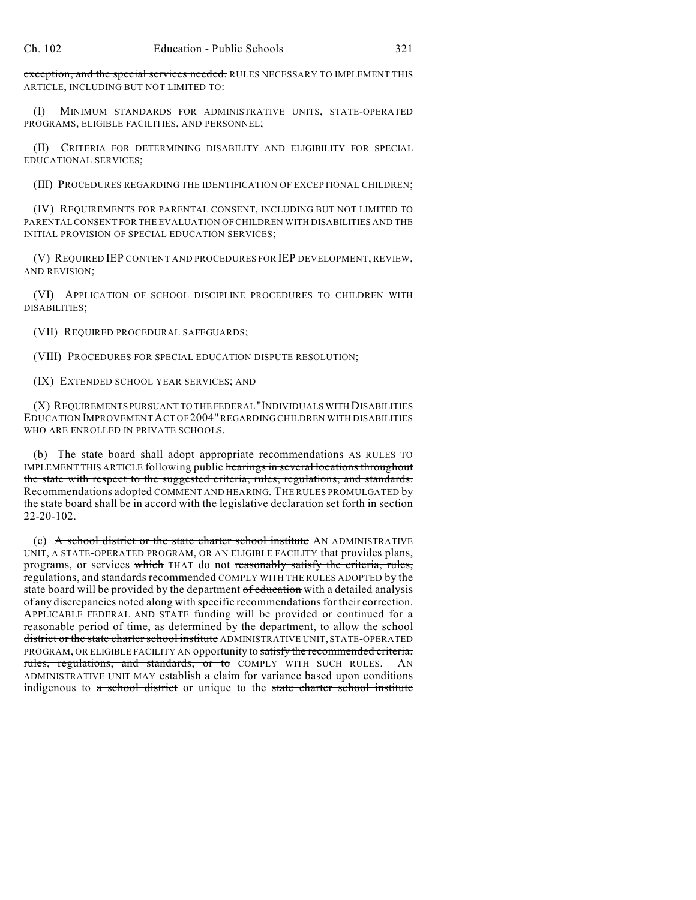~~exception, and the special services needed.~~ RULES NECESSARY TO IMPLEMENT THIS ARTICLE, INCLUDING BUT NOT LIMITED TO:

(I) MINIMUM STANDARDS FOR ADMINISTRATIVE UNITS, STATE-OPERATED PROGRAMS, ELIGIBLE FACILITIES, AND PERSONNEL;

(II) CRITERIA FOR DETERMINING DISABILITY AND ELIGIBILITY FOR SPECIAL EDUCATIONAL SERVICES;

(III) PROCEDURES REGARDING THE IDENTIFICATION OF EXCEPTIONAL CHILDREN;

(IV) REQUIREMENTS FOR PARENTAL CONSENT, INCLUDING BUT NOT LIMITED TO PARENTAL CONSENT FOR THE EVALUATION OF CHILDREN WITH DISABILITIES AND THE INITIAL PROVISION OF SPECIAL EDUCATION SERVICES;

(V) REQUIRED IEP CONTENT AND PROCEDURES FOR IEP DEVELOPMENT, REVIEW, AND REVISION;

(VI) APPLICATION OF SCHOOL DISCIPLINE PROCEDURES TO CHILDREN WITH DISABILITIES;

(VII) REQUIRED PROCEDURAL SAFEGUARDS;

(VIII) PROCEDURES FOR SPECIAL EDUCATION DISPUTE RESOLUTION;

(IX) EXTENDED SCHOOL YEAR SERVICES; AND

(X) REQUIREMENTS PURSUANT TO THE FEDERAL "INDIVIDUALS WITH DISABILITIES EDUCATION IMPROVEMENT ACT OF 2004" REGARDING CHILDREN WITH DISABILITIES WHO ARE ENROLLED IN PRIVATE SCHOOLS.

(b) The state board shall adopt appropriate recommendations AS RULES TO IMPLEMENT THIS ARTICLE following public ~~hearings in several locations throughout the state with respect to the suggested criteria, rules, regulations, and standards. Recommendations adopted~~ COMMENT AND HEARING. THE RULES PROMULGATED by the state board shall be in accord with the legislative declaration set forth in section 22-20-102.

(c) ~~A school district or the state charter school institute~~ AN ADMINISTRATIVE UNIT, A STATE-OPERATED PROGRAM, OR AN ELIGIBLE FACILITY that provides plans, programs, or services ~~which~~ THAT do not ~~reasonably satisfy the criteria, rules, regulations, and standards recommended~~ COMPLY WITH THE RULES ADOPTED by the state board will be provided by the department ~~of education~~ with a detailed analysis of any discrepancies noted along with specific recommendations for their correction. APPLICABLE FEDERAL AND STATE funding will be provided or continued for a reasonable period of time, as determined by the department, to allow the ~~school district or the state charter school institute~~ ADMINISTRATIVE UNIT, STATE-OPERATED PROGRAM, OR ELIGIBLE FACILITY AN opportunity to ~~satisfy the recommended criteria, rules, regulations, and standards, or to~~ COMPLY WITH SUCH RULES. AN ADMINISTRATIVE UNIT MAY establish a claim for variance based upon conditions indigenous to ~~a school district~~ or unique to the ~~state charter school institute~~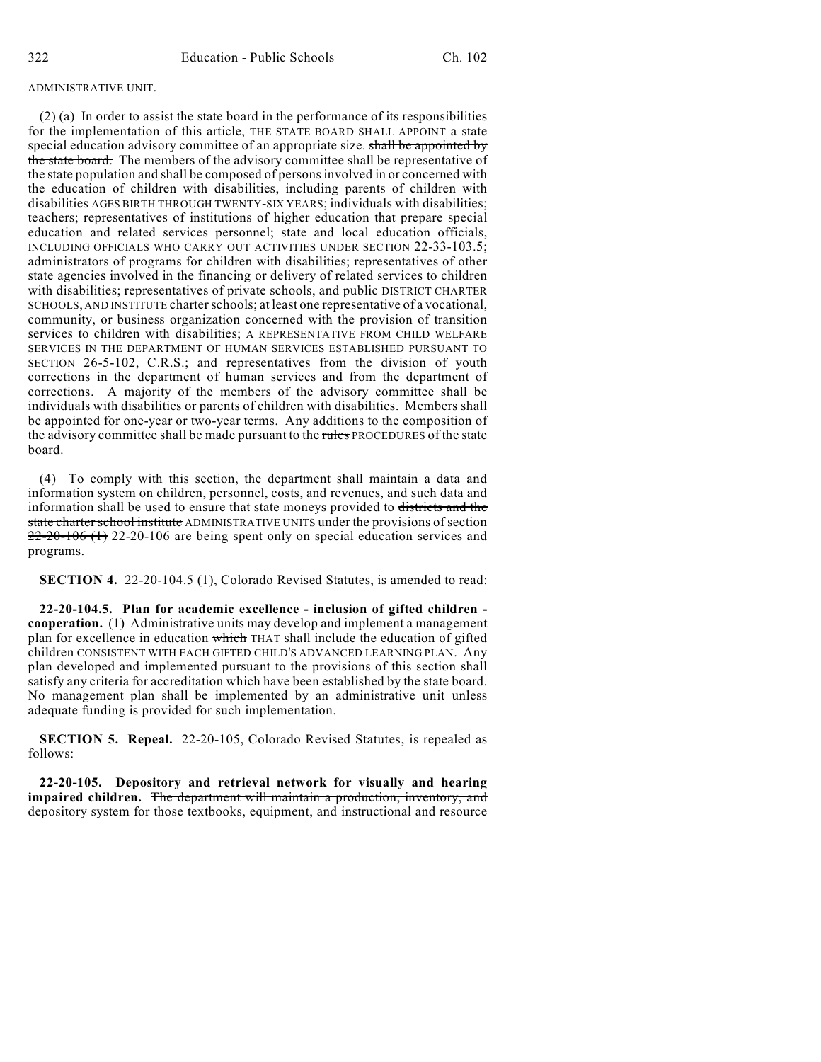ADMINISTRATIVE UNIT.

(2) (a) In order to assist the state board in the performance of its responsibilities for the implementation of this article, THE STATE BOARD SHALL APPOINT a state special education advisory committee of an appropriate size. ~~shall be appointed by the state board.~~ The members of the advisory committee shall be representative of the state population and shall be composed of persons involved in or concerned with the education of children with disabilities, including parents of children with disabilities AGES BIRTH THROUGH TWENTY-SIX YEARS; individuals with disabilities; teachers; representatives of institutions of higher education that prepare special education and related services personnel; state and local education officials, INCLUDING OFFICIALS WHO CARRY OUT ACTIVITIES UNDER SECTION 22-33-103.5; administrators of programs for children with disabilities; representatives of other state agencies involved in the financing or delivery of related services to children with disabilities; representatives of private schools, ~~and public~~ DISTRICT CHARTER SCHOOLS, AND INSTITUTE charter schools; at least one representative of a vocational, community, or business organization concerned with the provision of transition services to children with disabilities; A REPRESENTATIVE FROM CHILD WELFARE SERVICES IN THE DEPARTMENT OF HUMAN SERVICES ESTABLISHED PURSUANT TO SECTION 26-5-102, C.R.S.; and representatives from the division of youth corrections in the department of human services and from the department of corrections. A majority of the members of the advisory committee shall be individuals with disabilities or parents of children with disabilities. Members shall be appointed for one-year or two-year terms. Any additions to the composition of the advisory committee shall be made pursuant to the ~~rules~~ PROCEDURES of the state board.

(4) To comply with this section, the department shall maintain a data and information system on children, personnel, costs, and revenues, and such data and information shall be used to ensure that state moneys provided to ~~districts and the state charter school institute~~ ADMINISTRATIVE UNITS under the provisions of section ~~22-20-106 (1)~~ 22-20-106 are being spent only on special education services and programs.

**SECTION 4.** 22-20-104.5 (1), Colorado Revised Statutes, is amended to read:

**22-20-104.5. Plan for academic excellence - inclusion of gifted children - cooperation.** (1) Administrative units may develop and implement a management plan for excellence in education ~~which~~ THAT shall include the education of gifted children CONSISTENT WITH EACH GIFTED CHILD'S ADVANCED LEARNING PLAN. Any plan developed and implemented pursuant to the provisions of this section shall satisfy any criteria for accreditation which have been established by the state board. No management plan shall be implemented by an administrative unit unless adequate funding is provided for such implementation.

**SECTION 5. Repeal.** 22-20-105, Colorado Revised Statutes, is repealed as follows:

**22-20-105. Depository and retrieval network for visually and hearing impaired children.** ~~The department will maintain a production, inventory, and depository system for those textbooks, equipment, and instructional and resource~~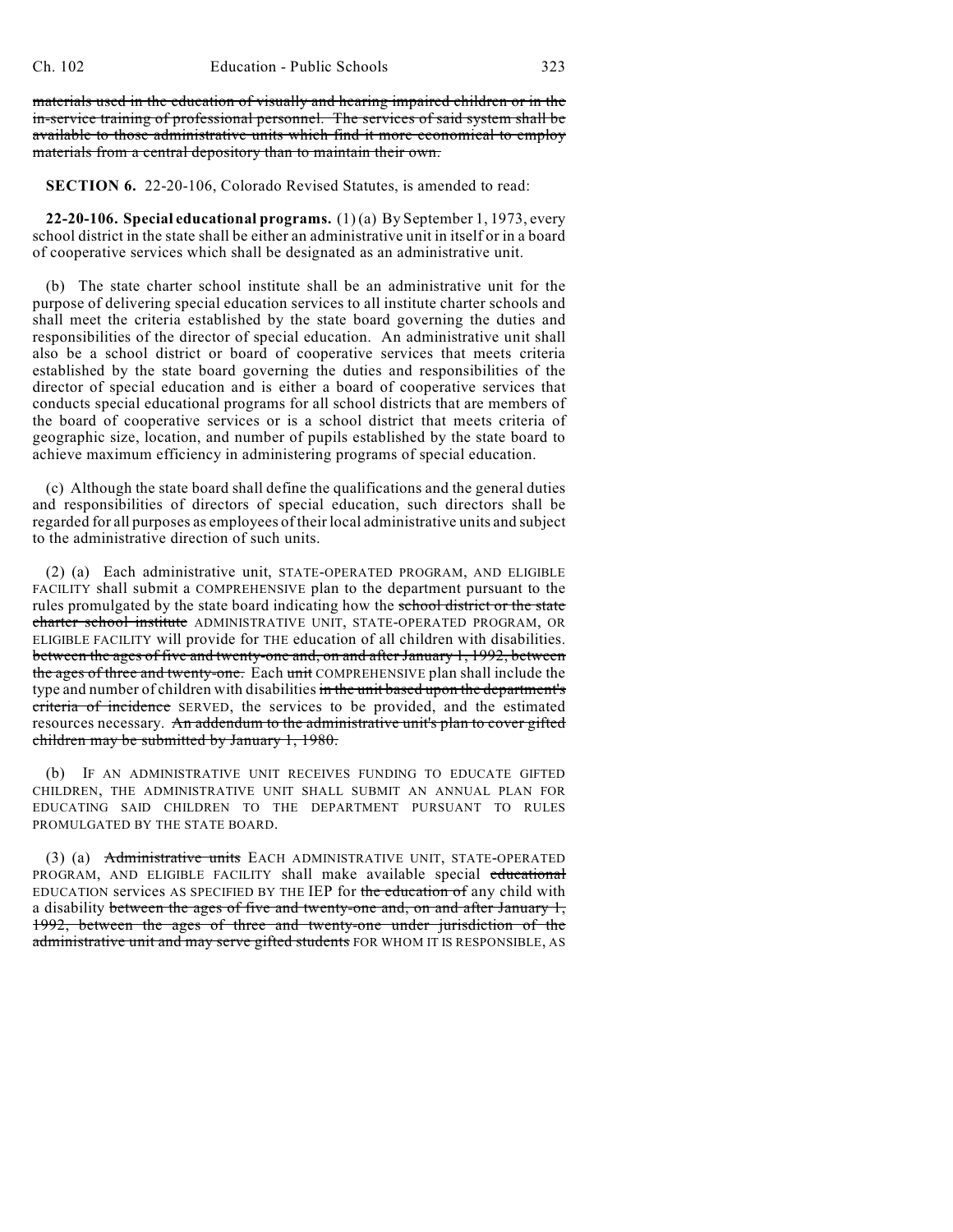~~materials used in the education of visually and hearing impaired children or in the in-service training of professional personnel. The services of said system shall be available to those administrative units which find it more economical to employ materials from a central depository than to maintain their own.~~

**SECTION 6.** 22-20-106, Colorado Revised Statutes, is amended to read:

**22-20-106. Special educational programs.** (1) (a) By September 1, 1973, every school district in the state shall be either an administrative unit in itself or in a board of cooperative services which shall be designated as an administrative unit.

(b) The state charter school institute shall be an administrative unit for the purpose of delivering special education services to all institute charter schools and shall meet the criteria established by the state board governing the duties and responsibilities of the director of special education. An administrative unit shall also be a school district or board of cooperative services that meets criteria established by the state board governing the duties and responsibilities of the director of special education and is either a board of cooperative services that conducts special educational programs for all school districts that are members of the board of cooperative services or is a school district that meets criteria of geographic size, location, and number of pupils established by the state board to achieve maximum efficiency in administering programs of special education.

(c) Although the state board shall define the qualifications and the general duties and responsibilities of directors of special education, such directors shall be regarded for all purposes as employees of their local administrative units and subject to the administrative direction of such units.

(2) (a) Each administrative unit, STATE-OPERATED PROGRAM, AND ELIGIBLE FACILITY shall submit a COMPREHENSIVE plan to the department pursuant to the rules promulgated by the state board indicating how the ~~school district or the state charter school institute~~ ADMINISTRATIVE UNIT, STATE-OPERATED PROGRAM, OR ELIGIBLE FACILITY will provide for THE education of all children with disabilities. ~~between the ages of five and twenty-one and, on and after January 1, 1992, between the ages of three and twenty-one.~~ Each ~~unit~~ COMPREHENSIVE plan shall include the type and number of children with disabilities ~~in the unit based upon the department's criteria of incidence~~ SERVED, the services to be provided, and the estimated resources necessary. ~~An addendum to the administrative unit's plan to cover gifted children may be submitted by January 1, 1980.~~

(b) IF AN ADMINISTRATIVE UNIT RECEIVES FUNDING TO EDUCATE GIFTED CHILDREN, THE ADMINISTRATIVE UNIT SHALL SUBMIT AN ANNUAL PLAN FOR EDUCATING SAID CHILDREN TO THE DEPARTMENT PURSUANT TO RULES PROMULGATED BY THE STATE BOARD.

(3) (a) ~~Administrative units~~ EACH ADMINISTRATIVE UNIT, STATE-OPERATED PROGRAM, AND ELIGIBLE FACILITY shall make available special ~~educational~~ EDUCATION services AS SPECIFIED BY THE IEP for ~~the education of~~ any child with a disability ~~between the ages of five and twenty-one and, on and after January 1, 1992, between the ages of three and twenty-one under jurisdiction of the administrative unit and may serve gifted students~~ FOR WHOM IT IS RESPONSIBLE, AS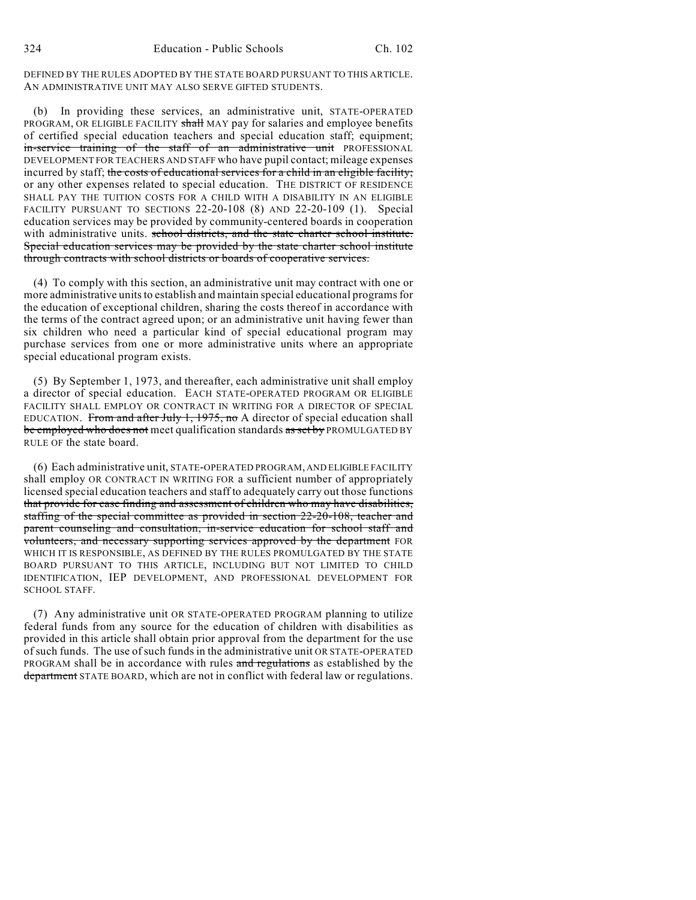DEFINED BY THE RULES ADOPTED BY THE STATE BOARD PURSUANT TO THIS ARTICLE. AN ADMINISTRATIVE UNIT MAY ALSO SERVE GIFTED STUDENTS.

(b) In providing these services, an administrative unit, STATE-OPERATED PROGRAM, OR ELIGIBLE FACILITY ~~shall~~ MAY pay for salaries and employee benefits of certified special education teachers and special education staff; equipment; ~~in-service training of the staff of an administrative unit~~ PROFESSIONAL DEVELOPMENT FOR TEACHERS AND STAFF who have pupil contact; mileage expenses incurred by staff; ~~the costs of educational services for a child in an eligible facility;~~ or any other expenses related to special education. THE DISTRICT OF RESIDENCE SHALL PAY THE TUITION COSTS FOR A CHILD WITH A DISABILITY IN AN ELIGIBLE FACILITY PURSUANT TO SECTIONS 22-20-108 (8) AND 22-20-109 (1). Special education services may be provided by community-centered boards in cooperation with administrative units. ~~school districts, and the state charter school institute. Special education services may be provided by the state charter school institute through contracts with school districts or boards of cooperative services.~~

(4) To comply with this section, an administrative unit may contract with one or more administrative units to establish and maintain special educational programs for the education of exceptional children, sharing the costs thereof in accordance with the terms of the contract agreed upon; or an administrative unit having fewer than six children who need a particular kind of special educational program may purchase services from one or more administrative units where an appropriate special educational program exists.

(5) By September 1, 1973, and thereafter, each administrative unit shall employ a director of special education. EACH STATE-OPERATED PROGRAM OR ELIGIBLE FACILITY SHALL EMPLOY OR CONTRACT IN WRITING FOR A DIRECTOR OF SPECIAL EDUCATION. ~~From and after July 1, 1975, no~~ A director of special education shall ~~be employed who does not~~ meet qualification standards ~~as set by~~ PROMULGATED BY RULE OF the state board.

(6) Each administrative unit, STATE-OPERATED PROGRAM, AND ELIGIBLE FACILITY shall employ OR CONTRACT IN WRITING FOR a sufficient number of appropriately licensed special education teachers and staff to adequately carry out those functions ~~that provide for case finding and assessment of children who may have disabilities, staffing of the special committee as provided in section 22-20-108, teacher and parent counseling and consultation, in-service education for school staff and volunteers, and necessary supporting services approved by the department~~ FOR WHICH IT IS RESPONSIBLE, AS DEFINED BY THE RULES PROMULGATED BY THE STATE BOARD PURSUANT TO THIS ARTICLE, INCLUDING BUT NOT LIMITED TO CHILD IDENTIFICATION, IEP DEVELOPMENT, AND PROFESSIONAL DEVELOPMENT FOR SCHOOL STAFF.

(7) Any administrative unit OR STATE-OPERATED PROGRAM planning to utilize federal funds from any source for the education of children with disabilities as provided in this article shall obtain prior approval from the department for the use of such funds. The use of such funds in the administrative unit OR STATE-OPERATED PROGRAM shall be in accordance with rules ~~and regulations~~ as established by the ~~department~~ STATE BOARD, which are not in conflict with federal law or regulations.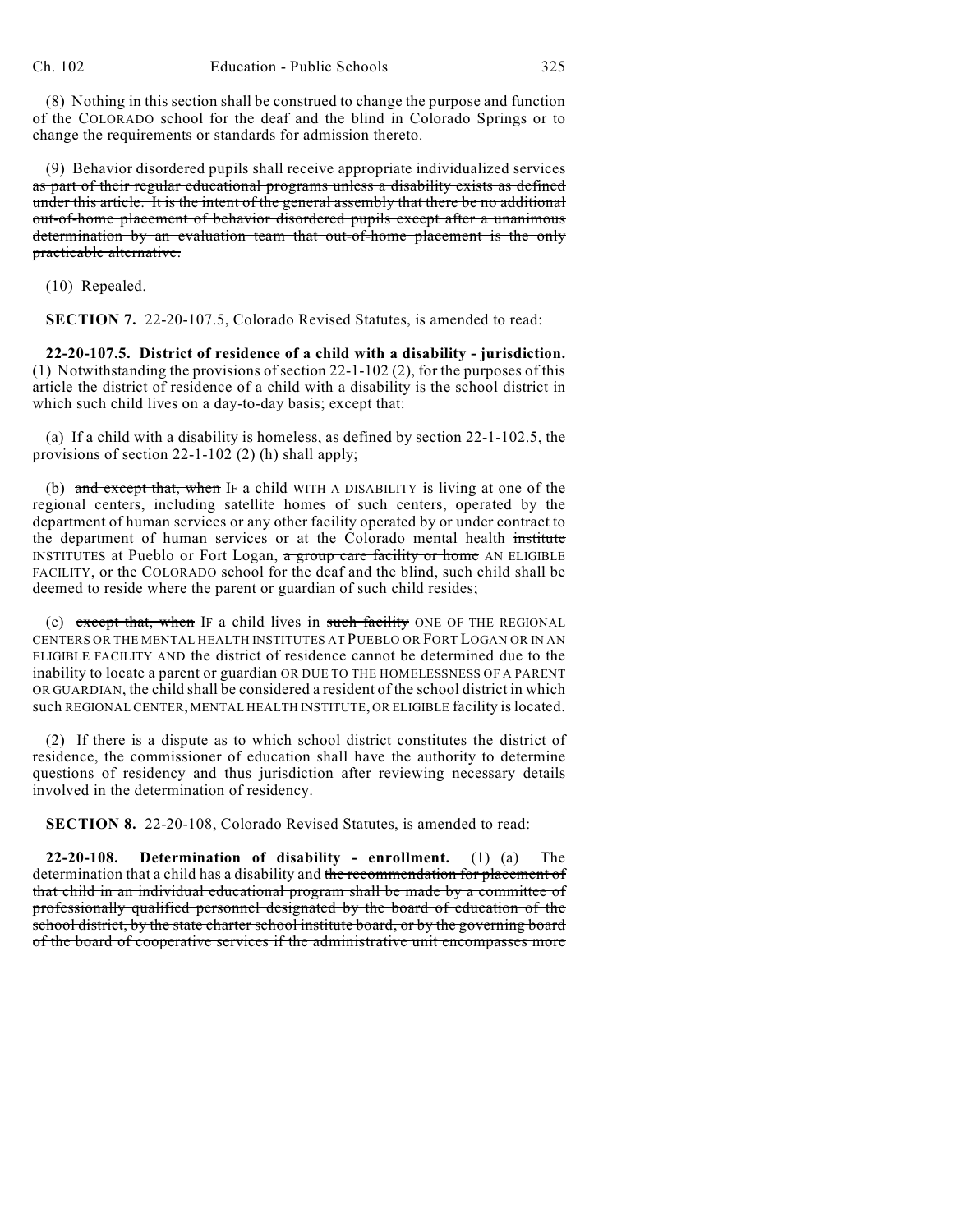(8) Nothing in this section shall be construed to change the purpose and function of the COLORADO school for the deaf and the blind in Colorado Springs or to change the requirements or standards for admission thereto.

(9) ~~Behavior disordered pupils shall receive appropriate individualized services as part of their regular educational programs unless a disability exists as defined under this article. It is the intent of the general assembly that there be no additional out-of-home placement of behavior disordered pupils except after a unanimous determination by an evaluation team that out-of-home placement is the only practicable alternative.~~

(10) Repealed.

**SECTION 7.** 22-20-107.5, Colorado Revised Statutes, is amended to read:

**22-20-107.5. District of residence of a child with a disability - jurisdiction.** (1) Notwithstanding the provisions of section 22-1-102 (2), for the purposes of this article the district of residence of a child with a disability is the school district in which such child lives on a day-to-day basis; except that:

(a) If a child with a disability is homeless, as defined by section 22-1-102.5, the provisions of section 22-1-102 (2) (h) shall apply;

(b) ~~and except that, when~~ IF a child WITH A DISABILITY is living at one of the regional centers, including satellite homes of such centers, operated by the department of human services or any other facility operated by or under contract to the department of human services or at the Colorado mental health ~~institute~~ INSTITUTES at Pueblo or Fort Logan, ~~a group care facility or home~~ AN ELIGIBLE FACILITY, or the COLORADO school for the deaf and the blind, such child shall be deemed to reside where the parent or guardian of such child resides;

(c) ~~except that, when~~ IF a child lives in ~~such facility~~ ONE OF THE REGIONAL CENTERS OR THE MENTAL HEALTH INSTITUTES AT PUEBLO OR FORT LOGAN OR IN AN ELIGIBLE FACILITY AND the district of residence cannot be determined due to the inability to locate a parent or guardian OR DUE TO THE HOMELESSNESS OF A PARENT OR GUARDIAN, the child shall be considered a resident of the school district in which such REGIONAL CENTER, MENTAL HEALTH INSTITUTE, OR ELIGIBLE facility is located.

(2) If there is a dispute as to which school district constitutes the district of residence, the commissioner of education shall have the authority to determine questions of residency and thus jurisdiction after reviewing necessary details involved in the determination of residency.

**SECTION 8.** 22-20-108, Colorado Revised Statutes, is amended to read:

**22-20-108. Determination of disability - enrollment.** (1) (a) The determination that a child has a disability and ~~the recommendation for placement of that child in an individual educational program shall be made by a committee of professionally qualified personnel designated by the board of education of the school district, by the state charter school institute board, or by the governing board of the board of cooperative services if the administrative unit encompasses more~~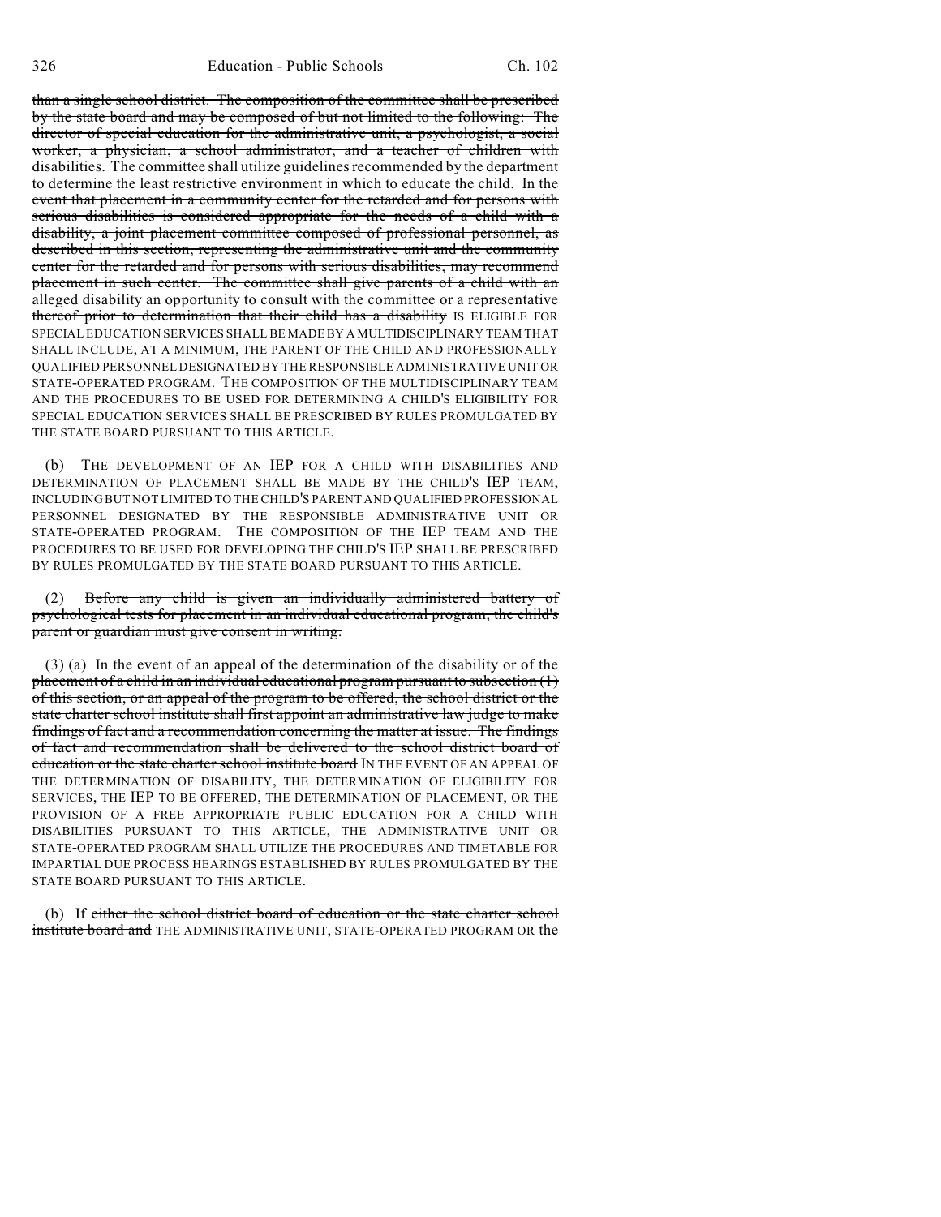than a single school district. The composition of the committee shall be prescribed by the state board and may be composed of but not limited to the following: The director of special education for the administrative unit, a psychologist, a social worker, a physician, a school administrator, and a teacher of children with disabilities. The committee shall utilize guidelines recommended by the department to determine the least restrictive environment in which to educate the child. In the event that placement in a community center for the retarded and for persons with serious disabilities is considered appropriate for the needs of a child with a disability, a joint placement committee composed of professional personnel, as described in this section, representing the administrative unit and the community center for the retarded and for persons with serious disabilities, may recommend placement in such center. The committee shall give parents of a child with an alleged disability an opportunity to consult with the committee or a representative thereof prior to determination that their child has a disability IS ELIGIBLE FOR SPECIAL EDUCATION SERVICES SHALL BE MADE BY A MULTIDISCIPLINARY TEAM THAT SHALL INCLUDE, AT A MINIMUM, THE PARENT OF THE CHILD AND PROFESSIONALLY QUALIFIED PERSONNEL DESIGNATED BY THE RESPONSIBLE ADMINISTRATIVE UNIT OR STATE-OPERATED PROGRAM. THE COMPOSITION OF THE MULTIDISCIPLINARY TEAM AND THE PROCEDURES TO BE USED FOR DETERMINING A CHILD'S ELIGIBILITY FOR SPECIAL EDUCATION SERVICES SHALL BE PRESCRIBED BY RULES PROMULGATED BY THE STATE BOARD PURSUANT TO THIS ARTICLE.

(b) THE DEVELOPMENT OF AN IEP FOR A CHILD WITH DISABILITIES AND DETERMINATION OF PLACEMENT SHALL BE MADE BY THE CHILD'S IEP TEAM, INCLUDING BUT NOT LIMITED TO THE CHILD'S PARENT AND QUALIFIED PROFESSIONAL PERSONNEL DESIGNATED BY THE RESPONSIBLE ADMINISTRATIVE UNIT OR STATE-OPERATED PROGRAM. THE COMPOSITION OF THE IEP TEAM AND THE PROCEDURES TO BE USED FOR DEVELOPING THE CHILD'S IEP SHALL BE PRESCRIBED BY RULES PROMULGATED BY THE STATE BOARD PURSUANT TO THIS ARTICLE.

(2) Before any child is given an individually administered battery of psychological tests for placement in an individual educational program, the child's parent or guardian must give consent in writing.

(3) (a) In the event of an appeal of the determination of the disability or of the placement of a child in an individual educational program pursuant to subsection (1) of this section, or an appeal of the program to be offered, the school district or the state charter school institute shall first appoint an administrative law judge to make findings of fact and a recommendation concerning the matter at issue. The findings of fact and recommendation shall be delivered to the school district board of education or the state charter school institute board IN THE EVENT OF AN APPEAL OF THE DETERMINATION OF DISABILITY, THE DETERMINATION OF ELIGIBILITY FOR SERVICES, THE IEP TO BE OFFERED, THE DETERMINATION OF PLACEMENT, OR THE PROVISION OF A FREE APPROPRIATE PUBLIC EDUCATION FOR A CHILD WITH DISABILITIES PURSUANT TO THIS ARTICLE, THE ADMINISTRATIVE UNIT OR STATE-OPERATED PROGRAM SHALL UTILIZE THE PROCEDURES AND TIMETABLE FOR IMPARTIAL DUE PROCESS HEARINGS ESTABLISHED BY RULES PROMULGATED BY THE STATE BOARD PURSUANT TO THIS ARTICLE.

(b) If either the school district board of education or the state charter school institute board and THE ADMINISTRATIVE UNIT, STATE-OPERATED PROGRAM OR the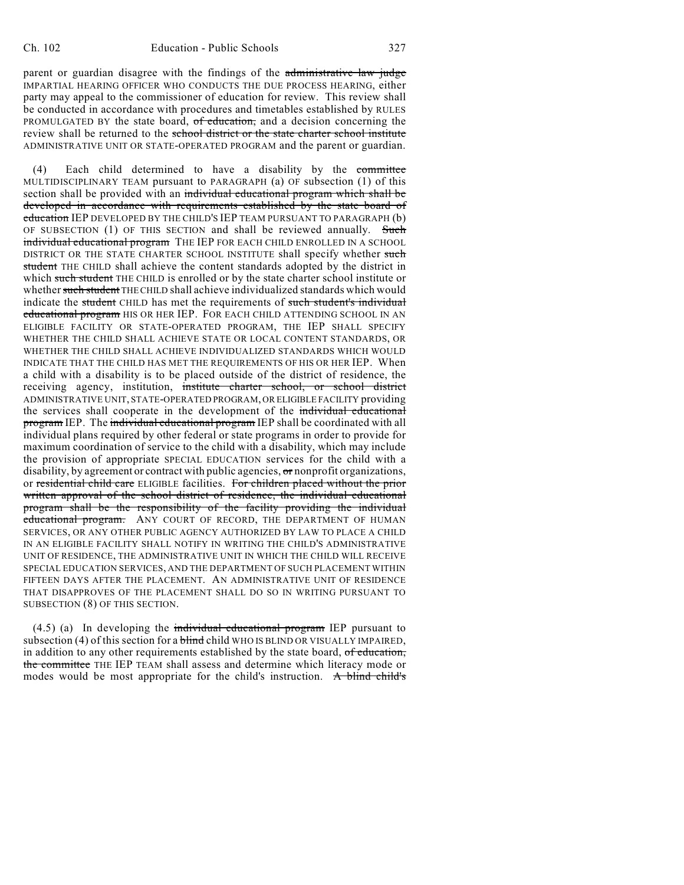parent or guardian disagree with the findings of the ~~administrative law judge~~ IMPARTIAL HEARING OFFICER WHO CONDUCTS THE DUE PROCESS HEARING, either party may appeal to the commissioner of education for review. This review shall be conducted in accordance with procedures and timetables established by RULES PROMULGATED BY the state board, ~~of education,~~ and a decision concerning the review shall be returned to the ~~school district or the state charter school institute~~ ADMINISTRATIVE UNIT OR STATE-OPERATED PROGRAM and the parent or guardian.

(4) Each child determined to have a disability by the ~~committee~~ MULTIDISCIPLINARY TEAM pursuant to PARAGRAPH (a) OF subsection (1) of this section shall be provided with an ~~individual educational program which shall be developed in accordance with requirements established by the state board of education~~ IEP DEVELOPED BY THE CHILD'S IEP TEAM PURSUANT TO PARAGRAPH (b) OF SUBSECTION (1) OF THIS SECTION and shall be reviewed annually. ~~Such individual educational program~~ THE IEP FOR EACH CHILD ENROLLED IN A SCHOOL DISTRICT OR THE STATE CHARTER SCHOOL INSTITUTE shall specify whether ~~such student~~ THE CHILD shall achieve the content standards adopted by the district in which ~~such student~~ THE CHILD is enrolled or by the state charter school institute or whether ~~such student~~ THE CHILD shall achieve individualized standards which would indicate the ~~student~~ CHILD has met the requirements of ~~such student's individual educational program~~ HIS OR HER IEP. FOR EACH CHILD ATTENDING SCHOOL IN AN ELIGIBLE FACILITY OR STATE-OPERATED PROGRAM, THE IEP SHALL SPECIFY WHETHER THE CHILD SHALL ACHIEVE STATE OR LOCAL CONTENT STANDARDS, OR WHETHER THE CHILD SHALL ACHIEVE INDIVIDUALIZED STANDARDS WHICH WOULD INDICATE THAT THE CHILD HAS MET THE REQUIREMENTS OF HIS OR HER IEP. When a child with a disability is to be placed outside of the district of residence, the receiving agency, institution, ~~institute charter school, or school district~~ ADMINISTRATIVE UNIT, STATE-OPERATED PROGRAM, OR ELIGIBLE FACILITY providing the services shall cooperate in the development of the ~~individual educational program~~ IEP. The ~~individual educational program~~ IEP shall be coordinated with all individual plans required by other federal or state programs in order to provide for maximum coordination of service to the child with a disability, which may include the provision of appropriate SPECIAL EDUCATION services for the child with a disability, by agreement or contract with public agencies, ~~or~~ nonprofit organizations, or ~~residential child care~~ ELIGIBLE facilities. ~~For children placed without the prior written approval of the school district of residence, the individual educational program shall be the responsibility of the facility providing the individual educational program.~~ ANY COURT OF RECORD, THE DEPARTMENT OF HUMAN SERVICES, OR ANY OTHER PUBLIC AGENCY AUTHORIZED BY LAW TO PLACE A CHILD IN AN ELIGIBLE FACILITY SHALL NOTIFY IN WRITING THE CHILD'S ADMINISTRATIVE UNIT OF RESIDENCE, THE ADMINISTRATIVE UNIT IN WHICH THE CHILD WILL RECEIVE SPECIAL EDUCATION SERVICES, AND THE DEPARTMENT OF SUCH PLACEMENT WITHIN FIFTEEN DAYS AFTER THE PLACEMENT. AN ADMINISTRATIVE UNIT OF RESIDENCE THAT DISAPPROVES OF THE PLACEMENT SHALL DO SO IN WRITING PURSUANT TO SUBSECTION (8) OF THIS SECTION.

(4.5) (a) In developing the ~~individual educational program~~ IEP pursuant to subsection (4) of this section for a ~~blind~~ child WHO IS BLIND OR VISUALLY IMPAIRED, in addition to any other requirements established by the state board, ~~of education, the committee~~ THE IEP TEAM shall assess and determine which literacy mode or modes would be most appropriate for the child's instruction. ~~A blind child's~~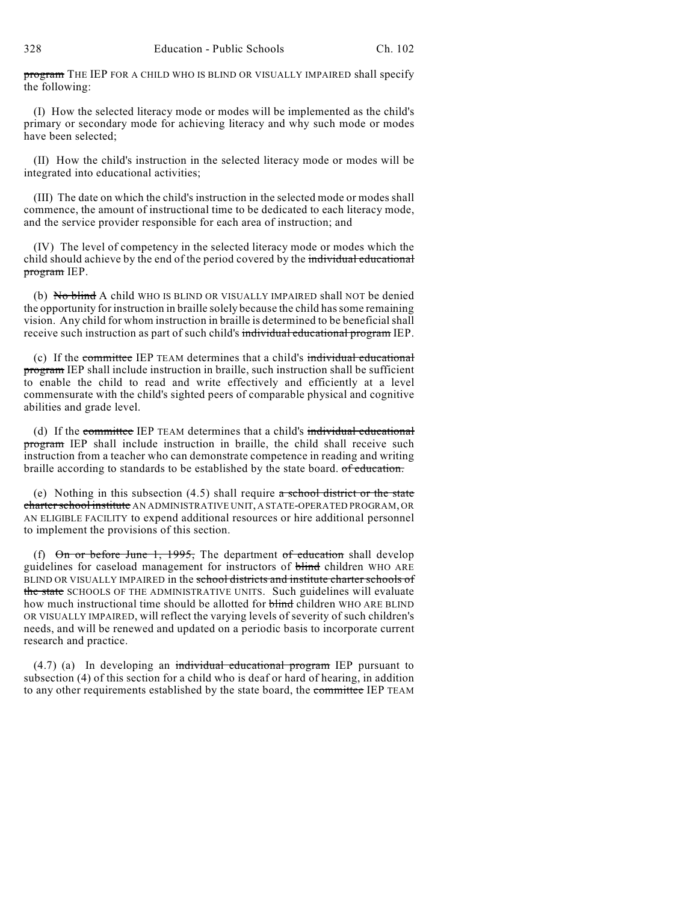~~program~~ THE IEP FOR A CHILD WHO IS BLIND OR VISUALLY IMPAIRED shall specify the following:

(I) How the selected literacy mode or modes will be implemented as the child's primary or secondary mode for achieving literacy and why such mode or modes have been selected;

(II) How the child's instruction in the selected literacy mode or modes will be integrated into educational activities;

(III) The date on which the child's instruction in the selected mode or modes shall commence, the amount of instructional time to be dedicated to each literacy mode, and the service provider responsible for each area of instruction; and

(IV) The level of competency in the selected literacy mode or modes which the child should achieve by the end of the period covered by the ~~individual educational program~~ IEP.

(b) ~~No blind~~ A child WHO IS BLIND OR VISUALLY IMPAIRED shall NOT be denied the opportunity for instruction in braille solely because the child has some remaining vision. Any child for whom instruction in braille is determined to be beneficial shall receive such instruction as part of such child's ~~individual educational program~~ IEP.

(c) If the ~~committee~~ IEP TEAM determines that a child's ~~individual educational program~~ IEP shall include instruction in braille, such instruction shall be sufficient to enable the child to read and write effectively and efficiently at a level commensurate with the child's sighted peers of comparable physical and cognitive abilities and grade level.

(d) If the ~~committee~~ IEP TEAM determines that a child's ~~individual educational program~~ IEP shall include instruction in braille, the child shall receive such instruction from a teacher who can demonstrate competence in reading and writing braille according to standards to be established by the state board. ~~of education.~~

(e) Nothing in this subsection (4.5) shall require ~~a school district or the state charter school institute~~ AN ADMINISTRATIVE UNIT, A STATE-OPERATED PROGRAM, OR AN ELIGIBLE FACILITY to expend additional resources or hire additional personnel to implement the provisions of this section.

(f) ~~On or before June 1, 1995,~~ The department ~~of education~~ shall develop guidelines for caseload management for instructors of ~~blind~~ children WHO ARE BLIND OR VISUALLY IMPAIRED in the ~~school districts and institute charter schools of the state~~ SCHOOLS OF THE ADMINISTRATIVE UNITS. Such guidelines will evaluate how much instructional time should be allotted for ~~blind~~ children WHO ARE BLIND OR VISUALLY IMPAIRED, will reflect the varying levels of severity of such children's needs, and will be renewed and updated on a periodic basis to incorporate current research and practice.

(4.7) (a) In developing an ~~individual educational program~~ IEP pursuant to subsection (4) of this section for a child who is deaf or hard of hearing, in addition to any other requirements established by the state board, the ~~committee~~ IEP TEAM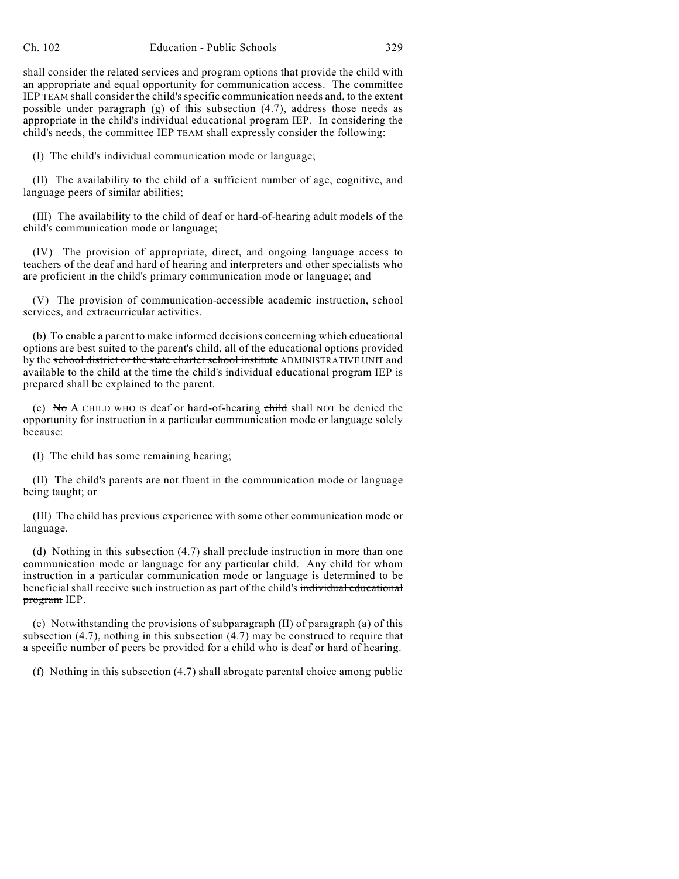shall consider the related services and program options that provide the child with an appropriate and equal opportunity for communication access. The ~~committee~~ IEP TEAM shall consider the child's specific communication needs and, to the extent possible under paragraph (g) of this subsection (4.7), address those needs as appropriate in the child's ~~individual educational program~~ IEP. In considering the child's needs, the ~~committee~~ IEP TEAM shall expressly consider the following:

(I) The child's individual communication mode or language;

(II) The availability to the child of a sufficient number of age, cognitive, and language peers of similar abilities;

(III) The availability to the child of deaf or hard-of-hearing adult models of the child's communication mode or language;

(IV) The provision of appropriate, direct, and ongoing language access to teachers of the deaf and hard of hearing and interpreters and other specialists who are proficient in the child's primary communication mode or language; and

(V) The provision of communication-accessible academic instruction, school services, and extracurricular activities.

(b) To enable a parent to make informed decisions concerning which educational options are best suited to the parent's child, all of the educational options provided by the ~~school district or the state charter school institute~~ ADMINISTRATIVE UNIT and available to the child at the time the child's ~~individual educational program~~ IEP is prepared shall be explained to the parent.

(c) ~~No~~ A CHILD WHO IS deaf or hard-of-hearing ~~child~~ shall NOT be denied the opportunity for instruction in a particular communication mode or language solely because:

(I) The child has some remaining hearing;

(II) The child's parents are not fluent in the communication mode or language being taught; or

(III) The child has previous experience with some other communication mode or language.

(d) Nothing in this subsection (4.7) shall preclude instruction in more than one communication mode or language for any particular child. Any child for whom instruction in a particular communication mode or language is determined to be beneficial shall receive such instruction as part of the child's ~~individual educational program~~ IEP.

(e) Notwithstanding the provisions of subparagraph (II) of paragraph (a) of this subsection (4.7), nothing in this subsection (4.7) may be construed to require that a specific number of peers be provided for a child who is deaf or hard of hearing.

(f) Nothing in this subsection (4.7) shall abrogate parental choice among public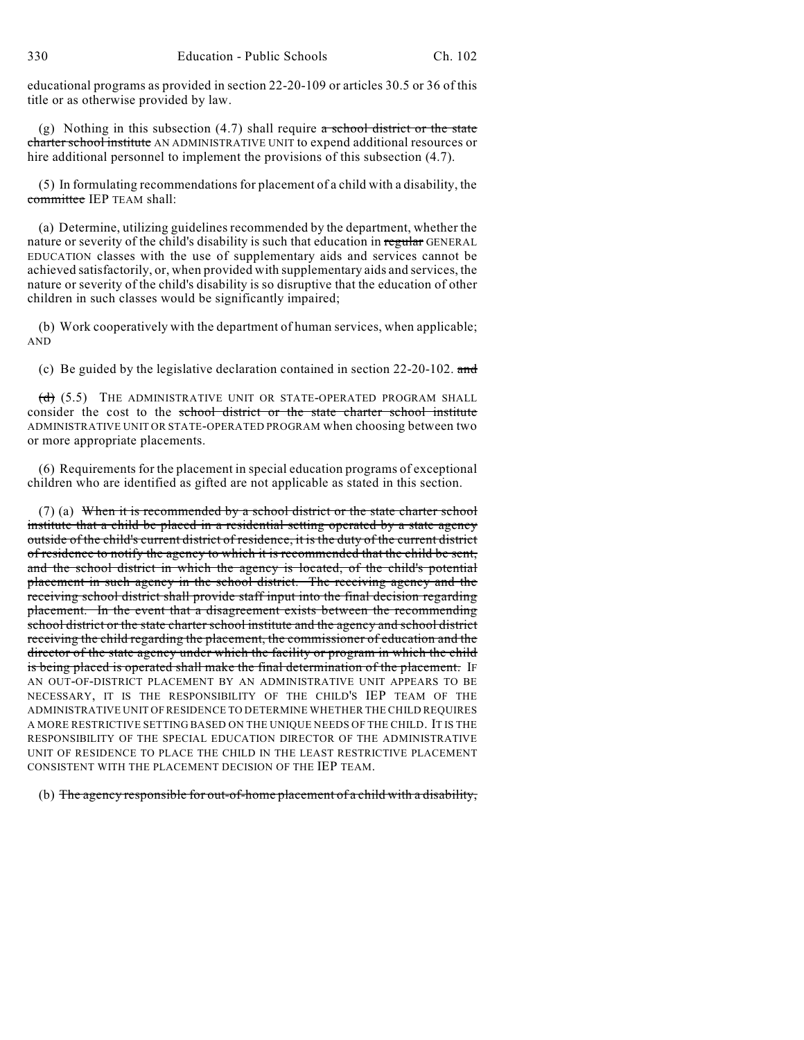educational programs as provided in section 22-20-109 or articles 30.5 or 36 of this title or as otherwise provided by law.

(g) Nothing in this subsection (4.7) shall require ~~a school district or the state charter school institute~~ AN ADMINISTRATIVE UNIT to expend additional resources or hire additional personnel to implement the provisions of this subsection (4.7).

(5) In formulating recommendations for placement of a child with a disability, the ~~committee~~ IEP TEAM shall:

(a) Determine, utilizing guidelines recommended by the department, whether the nature or severity of the child's disability is such that education in ~~regular~~ GENERAL EDUCATION classes with the use of supplementary aids and services cannot be achieved satisfactorily, or, when provided with supplementary aids and services, the nature or severity of the child's disability is so disruptive that the education of other children in such classes would be significantly impaired;

(b) Work cooperatively with the department of human services, when applicable; AND

(c) Be guided by the legislative declaration contained in section 22-20-102. ~~and~~

~~(d)~~ (5.5) THE ADMINISTRATIVE UNIT OR STATE-OPERATED PROGRAM SHALL consider the cost to the ~~school district or the state charter school institute~~ ADMINISTRATIVE UNIT OR STATE-OPERATED PROGRAM when choosing between two or more appropriate placements.

(6) Requirements for the placement in special education programs of exceptional children who are identified as gifted are not applicable as stated in this section.

(7) (a) ~~When it is recommended by a school district or the state charter school institute that a child be placed in a residential setting operated by a state agency outside of the child's current district of residence, it is the duty of the current district of residence to notify the agency to which it is recommended that the child be sent, and the school district in which the agency is located, of the child's potential placement in such agency in the school district. The receiving agency and the receiving school district shall provide staff input into the final decision regarding placement. In the event that a disagreement exists between the recommending school district or the state charter school institute and the agency and school district receiving the child regarding the placement, the commissioner of education and the director of the state agency under which the facility or program in which the child is being placed is operated shall make the final determination of the placement.~~ IF AN OUT-OF-DISTRICT PLACEMENT BY AN ADMINISTRATIVE UNIT APPEARS TO BE NECESSARY, IT IS THE RESPONSIBILITY OF THE CHILD'S IEP TEAM OF THE ADMINISTRATIVE UNIT OF RESIDENCE TO DETERMINE WHETHER THE CHILD REQUIRES A MORE RESTRICTIVE SETTING BASED ON THE UNIQUE NEEDS OF THE CHILD. IT IS THE RESPONSIBILITY OF THE SPECIAL EDUCATION DIRECTOR OF THE ADMINISTRATIVE UNIT OF RESIDENCE TO PLACE THE CHILD IN THE LEAST RESTRICTIVE PLACEMENT CONSISTENT WITH THE PLACEMENT DECISION OF THE IEP TEAM.

(b) ~~The agency responsible for out-of-home placement of a child with a disability,~~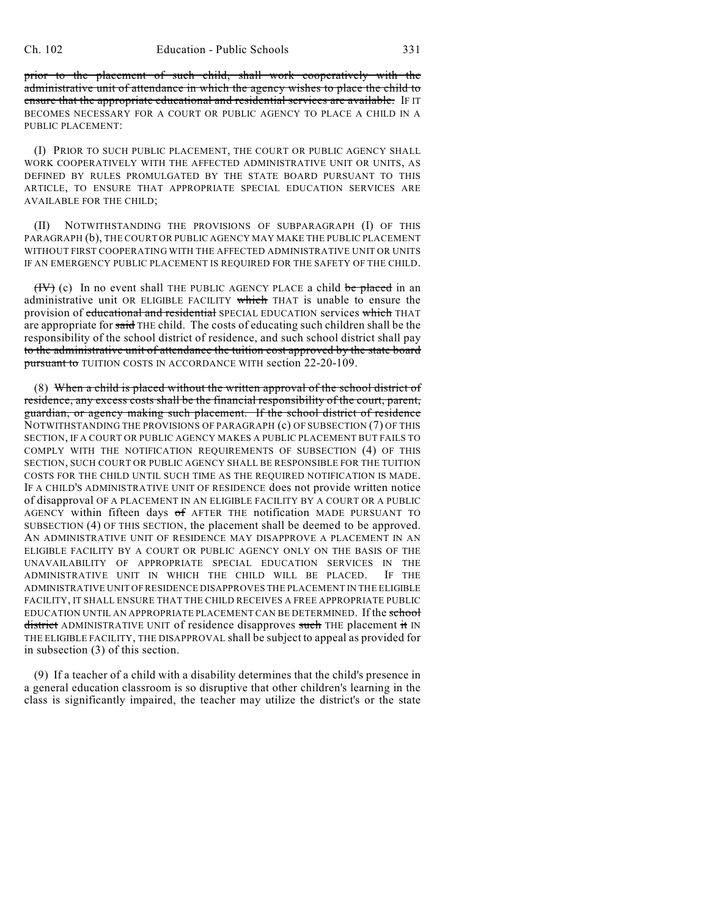prior to the placement of such child, shall work cooperatively with the administrative unit of attendance in which the agency wishes to place the child to ensure that the appropriate educational and residential services are available. IF IT BECOMES NECESSARY FOR A COURT OR PUBLIC AGENCY TO PLACE A CHILD IN A PUBLIC PLACEMENT:

(I) PRIOR TO SUCH PUBLIC PLACEMENT, THE COURT OR PUBLIC AGENCY SHALL WORK COOPERATIVELY WITH THE AFFECTED ADMINISTRATIVE UNIT OR UNITS, AS DEFINED BY RULES PROMULGATED BY THE STATE BOARD PURSUANT TO THIS ARTICLE, TO ENSURE THAT APPROPRIATE SPECIAL EDUCATION SERVICES ARE AVAILABLE FOR THE CHILD;

(II) NOTWITHSTANDING THE PROVISIONS OF SUBPARAGRAPH (I) OF THIS PARAGRAPH (b), THE COURT OR PUBLIC AGENCY MAY MAKE THE PUBLIC PLACEMENT WITHOUT FIRST COOPERATING WITH THE AFFECTED ADMINISTRATIVE UNIT OR UNITS IF AN EMERGENCY PUBLIC PLACEMENT IS REQUIRED FOR THE SAFETY OF THE CHILD.

(IV) (c) In no event shall THE PUBLIC AGENCY PLACE a child be placed in an administrative unit OR ELIGIBLE FACILITY which THAT is unable to ensure the provision of educational and residential SPECIAL EDUCATION services which THAT are appropriate for said THE child. The costs of educating such children shall be the responsibility of the school district of residence, and such school district shall pay to the administrative unit of attendance the tuition cost approved by the state board pursuant to TUITION COSTS IN ACCORDANCE WITH section 22-20-109.

(8) When a child is placed without the written approval of the school district of residence, any excess costs shall be the financial responsibility of the court, parent, guardian, or agency making such placement. If the school district of residence NOTWITHSTANDING THE PROVISIONS OF PARAGRAPH (c) OF SUBSECTION (7) OF THIS SECTION, IF A COURT OR PUBLIC AGENCY MAKES A PUBLIC PLACEMENT BUT FAILS TO COMPLY WITH THE NOTIFICATION REQUIREMENTS OF SUBSECTION (4) OF THIS SECTION, SUCH COURT OR PUBLIC AGENCY SHALL BE RESPONSIBLE FOR THE TUITION COSTS FOR THE CHILD UNTIL SUCH TIME AS THE REQUIRED NOTIFICATION IS MADE. IF A CHILD'S ADMINISTRATIVE UNIT OF RESIDENCE does not provide written notice of disapproval OF A PLACEMENT IN AN ELIGIBLE FACILITY BY A COURT OR A PUBLIC AGENCY within fifteen days of AFTER THE notification MADE PURSUANT TO SUBSECTION (4) OF THIS SECTION, the placement shall be deemed to be approved. AN ADMINISTRATIVE UNIT OF RESIDENCE MAY DISAPPROVE A PLACEMENT IN AN ELIGIBLE FACILITY BY A COURT OR PUBLIC AGENCY ONLY ON THE BASIS OF THE UNAVAILABILITY OF APPROPRIATE SPECIAL EDUCATION SERVICES IN THE ADMINISTRATIVE UNIT IN WHICH THE CHILD WILL BE PLACED. IF THE ADMINISTRATIVE UNIT OF RESIDENCE DISAPPROVES THE PLACEMENT IN THE ELIGIBLE FACILITY, IT SHALL ENSURE THAT THE CHILD RECEIVES A FREE APPROPRIATE PUBLIC EDUCATION UNTIL AN APPROPRIATE PLACEMENT CAN BE DETERMINED. If the school district ADMINISTRATIVE UNIT of residence disapproves such THE placement it IN THE ELIGIBLE FACILITY, THE DISAPPROVAL shall be subject to appeal as provided for in subsection (3) of this section.

(9) If a teacher of a child with a disability determines that the child's presence in a general education classroom is so disruptive that other children's learning in the class is significantly impaired, the teacher may utilize the district's or the state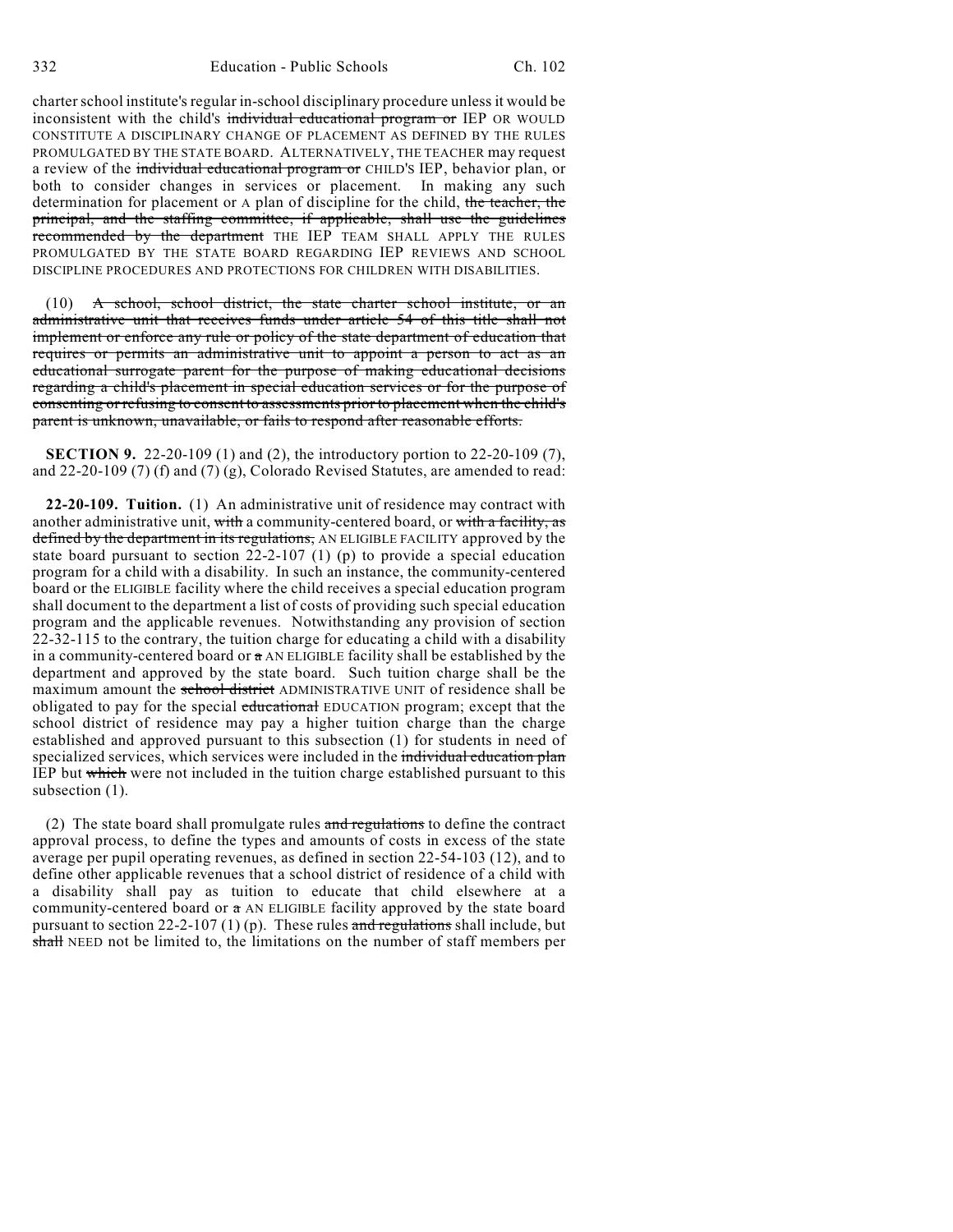charter school institute's regular in-school disciplinary procedure unless it would be inconsistent with the child's ~~individual educational program or~~ IEP OR WOULD CONSTITUTE A DISCIPLINARY CHANGE OF PLACEMENT AS DEFINED BY THE RULES PROMULGATED BY THE STATE BOARD. ALTERNATIVELY, THE TEACHER may request a review of the ~~individual educational program or~~ CHILD'S IEP, behavior plan, or both to consider changes in services or placement. In making any such determination for placement or A plan of discipline for the child, ~~the teacher, the principal, and the staffing committee, if applicable, shall use the guidelines recommended by the department~~ THE IEP TEAM SHALL APPLY THE RULES PROMULGATED BY THE STATE BOARD REGARDING IEP REVIEWS AND SCHOOL DISCIPLINE PROCEDURES AND PROTECTIONS FOR CHILDREN WITH DISABILITIES.

(10) ~~A school, school district, the state charter school institute, or an administrative unit that receives funds under article 54 of this title shall not implement or enforce any rule or policy of the state department of education that requires or permits an administrative unit to appoint a person to act as an educational surrogate parent for the purpose of making educational decisions regarding a child's placement in special education services or for the purpose of consenting or refusing to consent to assessments prior to placement when the child's parent is unknown, unavailable, or fails to respond after reasonable efforts.~~

**SECTION 9.** 22-20-109 (1) and (2), the introductory portion to 22-20-109 (7), and 22-20-109 (7) (f) and (7) (g), Colorado Revised Statutes, are amended to read:

**22-20-109. Tuition.** (1) An administrative unit of residence may contract with another administrative unit, ~~with~~ a community-centered board, or ~~with a facility, as defined by the department in its regulations,~~ AN ELIGIBLE FACILITY approved by the state board pursuant to section 22-2-107 (1) (p) to provide a special education program for a child with a disability. In such an instance, the community-centered board or the ELIGIBLE facility where the child receives a special education program shall document to the department a list of costs of providing such special education program and the applicable revenues. Notwithstanding any provision of section 22-32-115 to the contrary, the tuition charge for educating a child with a disability in a community-centered board or ~~a~~ AN ELIGIBLE facility shall be established by the department and approved by the state board. Such tuition charge shall be the maximum amount the ~~school district~~ ADMINISTRATIVE UNIT of residence shall be obligated to pay for the special ~~educational~~ EDUCATION program; except that the school district of residence may pay a higher tuition charge than the charge established and approved pursuant to this subsection (1) for students in need of specialized services, which services were included in the ~~individual education plan~~ IEP but ~~which~~ were not included in the tuition charge established pursuant to this subsection (1).

(2) The state board shall promulgate rules ~~and regulations~~ to define the contract approval process, to define the types and amounts of costs in excess of the state average per pupil operating revenues, as defined in section 22-54-103 (12), and to define other applicable revenues that a school district of residence of a child with a disability shall pay as tuition to educate that child elsewhere at a community-centered board or ~~a~~ AN ELIGIBLE facility approved by the state board pursuant to section 22-2-107 (1) (p). These rules ~~and regulations~~ shall include, but ~~shall~~ NEED not be limited to, the limitations on the number of staff members per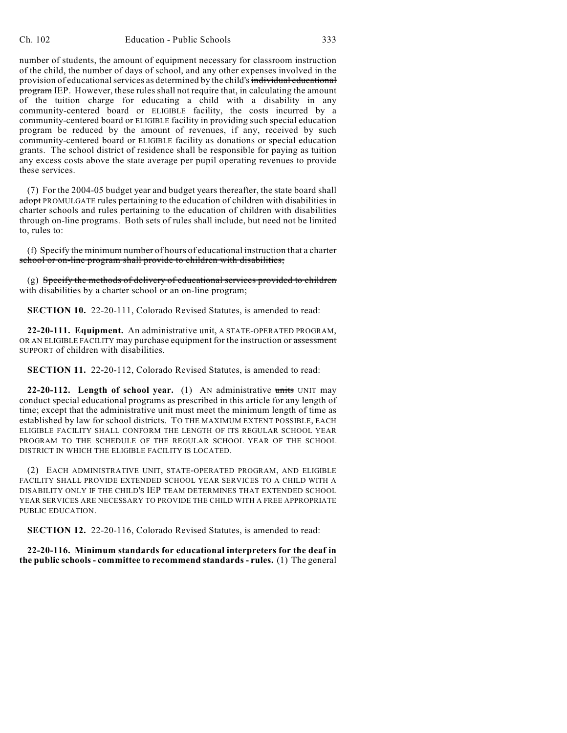number of students, the amount of equipment necessary for classroom instruction of the child, the number of days of school, and any other expenses involved in the provision of educational services as determined by the child's ~~individual educational program~~ IEP. However, these rules shall not require that, in calculating the amount of the tuition charge for educating a child with a disability in any community-centered board or ELIGIBLE facility, the costs incurred by a community-centered board or ELIGIBLE facility in providing such special education program be reduced by the amount of revenues, if any, received by such community-centered board or ELIGIBLE facility as donations or special education grants. The school district of residence shall be responsible for paying as tuition any excess costs above the state average per pupil operating revenues to provide these services.

(7) For the 2004-05 budget year and budget years thereafter, the state board shall ~~adopt~~ PROMULGATE rules pertaining to the education of children with disabilities in charter schools and rules pertaining to the education of children with disabilities through on-line programs. Both sets of rules shall include, but need not be limited to, rules to:

(f) ~~Specify the minimum number of hours of educational instruction that a charter school or on-line program shall provide to children with disabilities;~~

(g) ~~Specify the methods of delivery of educational services provided to children with disabilities by a charter school or an on-line program;~~

**SECTION 10.** 22-20-111, Colorado Revised Statutes, is amended to read:

**22-20-111. Equipment.** An administrative unit, A STATE-OPERATED PROGRAM, OR AN ELIGIBLE FACILITY may purchase equipment for the instruction or ~~assessment~~ SUPPORT of children with disabilities.

**SECTION 11.** 22-20-112, Colorado Revised Statutes, is amended to read:

**22-20-112. Length of school year.** (1) AN administrative ~~units~~ UNIT may conduct special educational programs as prescribed in this article for any length of time; except that the administrative unit must meet the minimum length of time as established by law for school districts. TO THE MAXIMUM EXTENT POSSIBLE, EACH ELIGIBLE FACILITY SHALL CONFORM THE LENGTH OF ITS REGULAR SCHOOL YEAR PROGRAM TO THE SCHEDULE OF THE REGULAR SCHOOL YEAR OF THE SCHOOL DISTRICT IN WHICH THE ELIGIBLE FACILITY IS LOCATED.

(2) EACH ADMINISTRATIVE UNIT, STATE-OPERATED PROGRAM, AND ELIGIBLE FACILITY SHALL PROVIDE EXTENDED SCHOOL YEAR SERVICES TO A CHILD WITH A DISABILITY ONLY IF THE CHILD'S IEP TEAM DETERMINES THAT EXTENDED SCHOOL YEAR SERVICES ARE NECESSARY TO PROVIDE THE CHILD WITH A FREE APPROPRIATE PUBLIC EDUCATION.

**SECTION 12.** 22-20-116, Colorado Revised Statutes, is amended to read:

**22-20-116. Minimum standards for educational interpreters for the deaf in the public schools - committee to recommend standards - rules.** (1) The general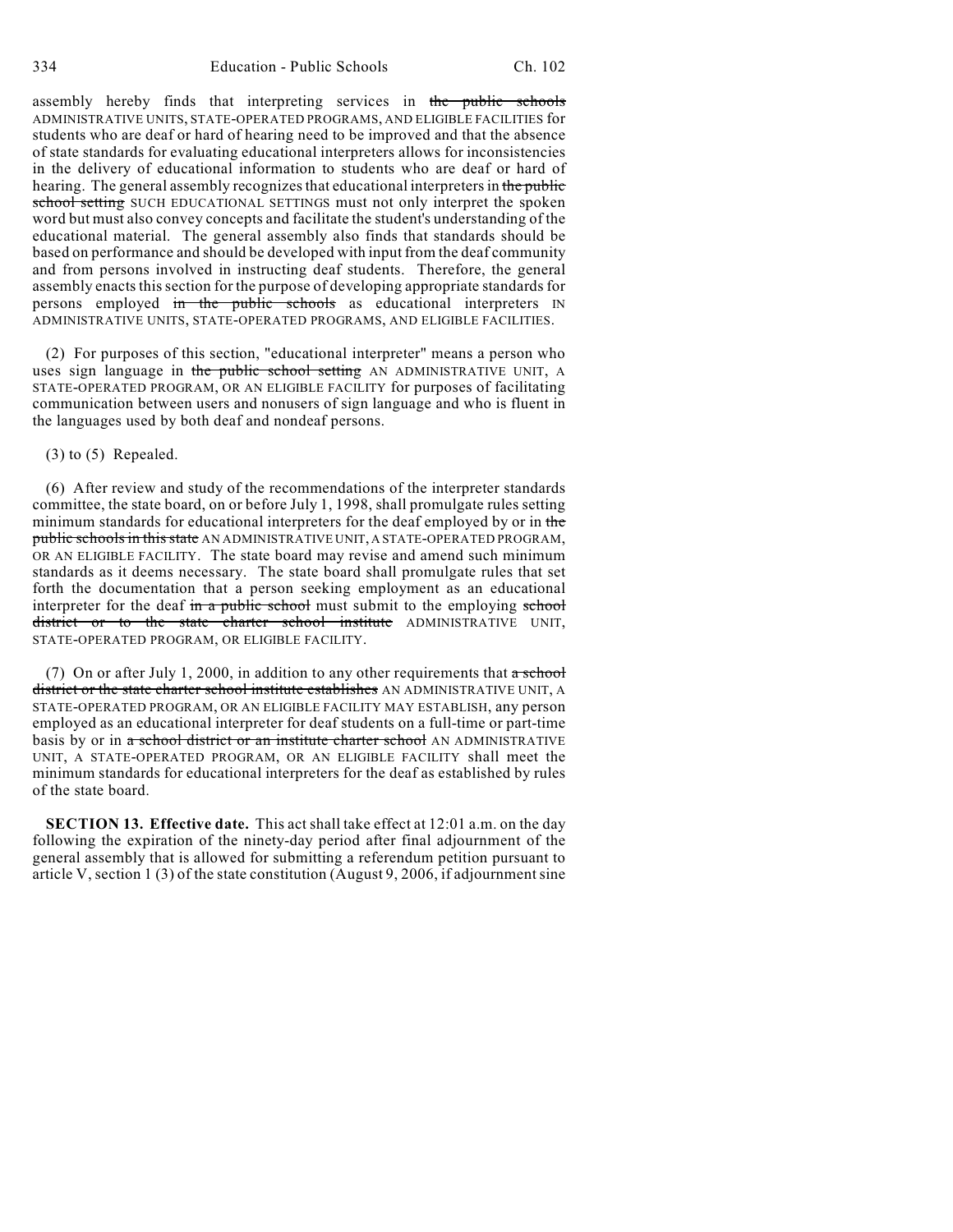assembly hereby finds that interpreting services in ~~the public schools~~ ADMINISTRATIVE UNITS, STATE-OPERATED PROGRAMS, AND ELIGIBLE FACILITIES for students who are deaf or hard of hearing need to be improved and that the absence of state standards for evaluating educational interpreters allows for inconsistencies in the delivery of educational information to students who are deaf or hard of hearing. The general assembly recognizes that educational interpreters in ~~the public school setting~~ SUCH EDUCATIONAL SETTINGS must not only interpret the spoken word but must also convey concepts and facilitate the student's understanding of the educational material. The general assembly also finds that standards should be based on performance and should be developed with input from the deaf community and from persons involved in instructing deaf students. Therefore, the general assembly enacts this section for the purpose of developing appropriate standards for persons employed ~~in the public schools~~ as educational interpreters IN ADMINISTRATIVE UNITS, STATE-OPERATED PROGRAMS, AND ELIGIBLE FACILITIES.

(2) For purposes of this section, "educational interpreter" means a person who uses sign language in ~~the public school setting~~ AN ADMINISTRATIVE UNIT, A STATE-OPERATED PROGRAM, OR AN ELIGIBLE FACILITY for purposes of facilitating communication between users and nonusers of sign language and who is fluent in the languages used by both deaf and nondeaf persons.

(3) to (5) Repealed.

(6) After review and study of the recommendations of the interpreter standards committee, the state board, on or before July 1, 1998, shall promulgate rules setting minimum standards for educational interpreters for the deaf employed by or in ~~the public schools in this state~~ AN ADMINISTRATIVE UNIT, A STATE-OPERATED PROGRAM, OR AN ELIGIBLE FACILITY. The state board may revise and amend such minimum standards as it deems necessary. The state board shall promulgate rules that set forth the documentation that a person seeking employment as an educational interpreter for the deaf ~~in a public school~~ must submit to the employing ~~school district or to the state charter school institute~~ ADMINISTRATIVE UNIT, STATE-OPERATED PROGRAM, OR ELIGIBLE FACILITY.

(7) On or after July 1, 2000, in addition to any other requirements that ~~a school district or the state charter school institute establishes~~ AN ADMINISTRATIVE UNIT, A STATE-OPERATED PROGRAM, OR AN ELIGIBLE FACILITY MAY ESTABLISH, any person employed as an educational interpreter for deaf students on a full-time or part-time basis by or in ~~a school district or an institute charter school~~ AN ADMINISTRATIVE UNIT, A STATE-OPERATED PROGRAM, OR AN ELIGIBLE FACILITY shall meet the minimum standards for educational interpreters for the deaf as established by rules of the state board.

**SECTION 13. Effective date.** This act shall take effect at 12:01 a.m. on the day following the expiration of the ninety-day period after final adjournment of the general assembly that is allowed for submitting a referendum petition pursuant to article V, section 1 (3) of the state constitution (August 9, 2006, if adjournment sine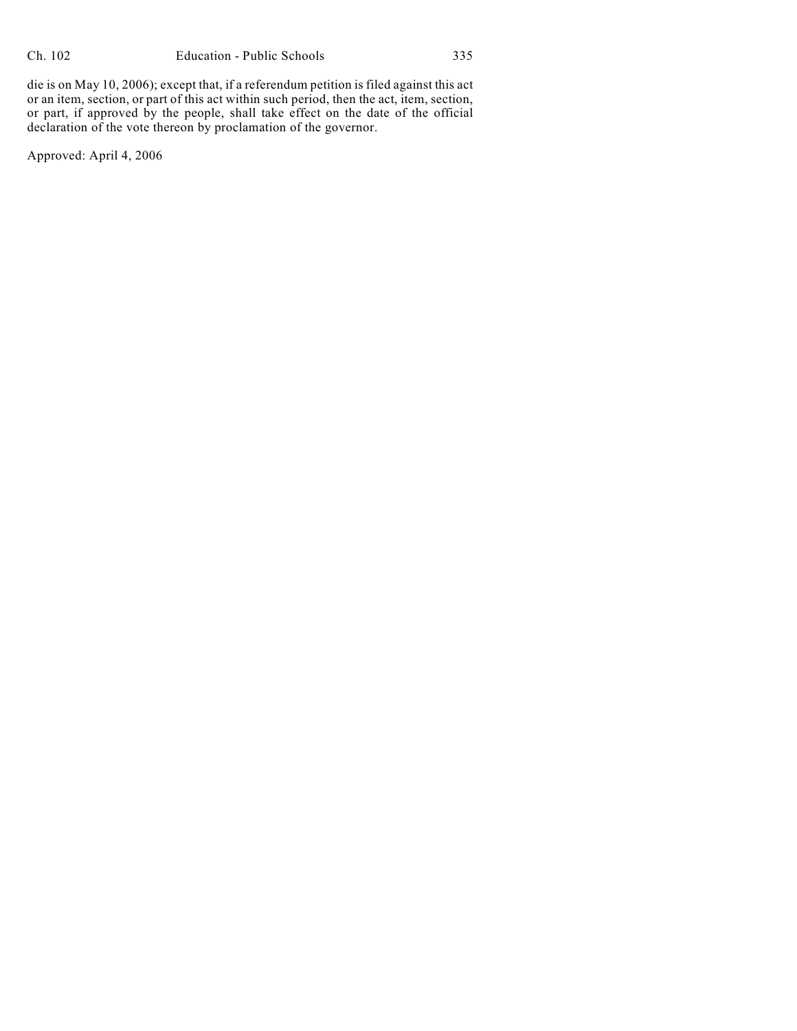die is on May 10, 2006); except that, if a referendum petition is filed against this act or an item, section, or part of this act within such period, then the act, item, section, or part, if approved by the people, shall take effect on the date of the official declaration of the vote thereon by proclamation of the governor.

Approved: April 4, 2006